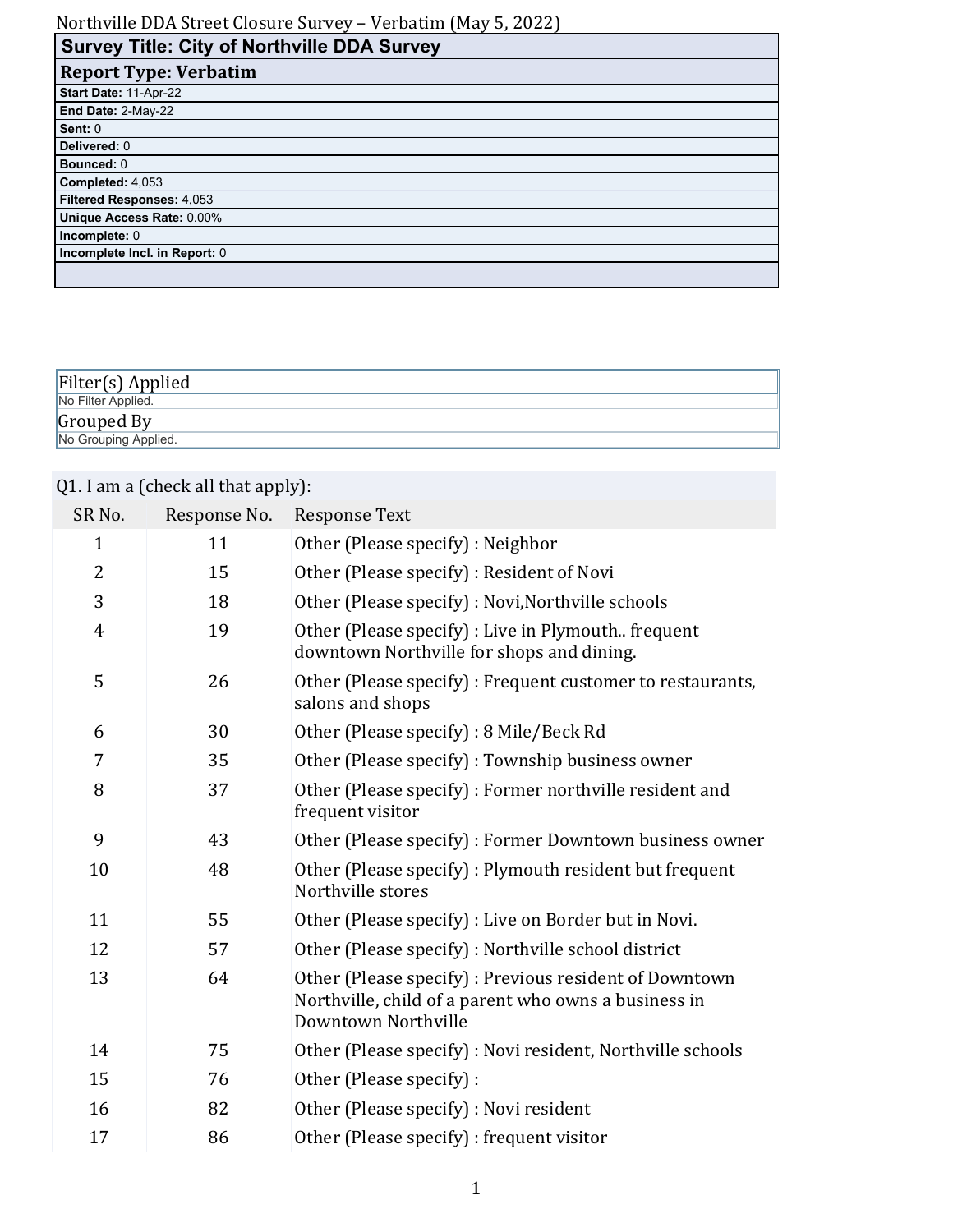Northville DDA Street Closure Survey – Verbatim (May 5, 2022)

| Survey Title: City of Northville DDA Survey |
| --- |
| **Report Type: Verbatim** |
| **Start Date:** 11-Apr-22 |
| **End Date:** 2-May-22 |
| **Sent:** 0 |
| **Delivered:** 0 |
| **Bounced:** 0 |
| **Completed:** 4,053 |
| **Filtered Responses:** 4,053 |
| **Unique Access Rate:** 0.00% |
| **Incomplete:** 0 |
| **Incomplete Incl. in Report:** 0 |

| Filter(s) Applied |
| --- |
| No Filter Applied. |
| **Grouped By** |
| No Grouping Applied. |

Q1. I am a (check all that apply):

| SR No. | Response No. | Response Text |
| --- | --- | --- |
| 1 | 11 | Other (Please specify) : Neighbor |
| 2 | 15 | Other (Please specify) : Resident of Novi |
| 3 | 18 | Other (Please specify) : Novi,Northville schools |
| 4 | 19 | Other (Please specify) : Live in Plymouth.. frequent downtown Northville for shops and dining. |
| 5 | 26 | Other (Please specify) : Frequent customer to restaurants, salons and shops |
| 6 | 30 | Other (Please specify) : 8 Mile/Beck Rd |
| 7 | 35 | Other (Please specify) : Township business owner |
| 8 | 37 | Other (Please specify) : Former northville resident and frequent visitor |
| 9 | 43 | Other (Please specify) : Former Downtown business owner |
| 10 | 48 | Other (Please specify) : Plymouth resident but frequent Northville stores |
| 11 | 55 | Other (Please specify) : Live on Border but in Novi. |
| 12 | 57 | Other (Please specify) : Northville school district |
| 13 | 64 | Other (Please specify) : Previous resident of Downtown Northville, child of a parent who owns a business in Downtown Northville |
| 14 | 75 | Other (Please specify) : Novi resident, Northville schools |
| 15 | 76 | Other (Please specify) : |
| 16 | 82 | Other (Please specify) : Novi resident |
| 17 | 86 | Other (Please specify) : frequent visitor |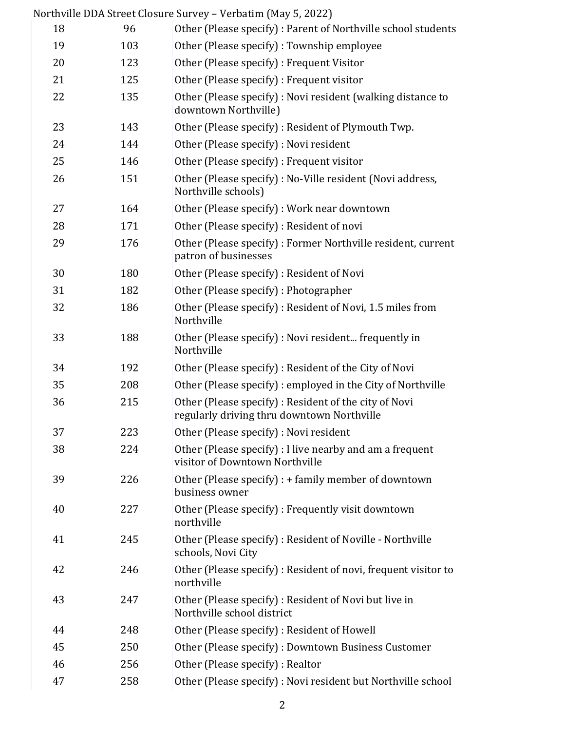| | | |
|---|---|---|
| 18 | 96 | Other (Please specify) : Parent of Northville school students |
| 19 | 103 | Other (Please specify) : Township employee |
| 20 | 123 | Other (Please specify) : Frequent Visitor |
| 21 | 125 | Other (Please specify) : Frequent visitor |
| 22 | 135 | Other (Please specify) : Novi resident (walking distance to downtown Northville) |
| 23 | 143 | Other (Please specify) : Resident of Plymouth Twp. |
| 24 | 144 | Other (Please specify) : Novi resident |
| 25 | 146 | Other (Please specify) : Frequent visitor |
| 26 | 151 | Other (Please specify) : No-Ville resident (Novi address, Northville schools) |
| 27 | 164 | Other (Please specify) : Work near downtown |
| 28 | 171 | Other (Please specify) : Resident of novi |
| 29 | 176 | Other (Please specify) : Former Northville resident, current patron of businesses |
| 30 | 180 | Other (Please specify) : Resident of Novi |
| 31 | 182 | Other (Please specify) : Photographer |
| 32 | 186 | Other (Please specify) : Resident of Novi, 1.5 miles from Northville |
| 33 | 188 | Other (Please specify) : Novi resident... frequently in Northville |
| 34 | 192 | Other (Please specify) : Resident of the City of Novi |
| 35 | 208 | Other (Please specify) : employed in the City of Northville |
| 36 | 215 | Other (Please specify) : Resident of the city of Novi regularly driving thru downtown Northville |
| 37 | 223 | Other (Please specify) : Novi resident |
| 38 | 224 | Other (Please specify) : I live nearby and am a frequent visitor of Downtown Northville |
| 39 | 226 | Other (Please specify) : + family member of downtown business owner |
| 40 | 227 | Other (Please specify) : Frequently visit downtown northville |
| 41 | 245 | Other (Please specify) : Resident of Noville - Northville schools, Novi City |
| 42 | 246 | Other (Please specify) : Resident of novi, frequent visitor to northville |
| 43 | 247 | Other (Please specify) : Resident of Novi but live in Northville school district |
| 44 | 248 | Other (Please specify) : Resident of Howell |
| 45 | 250 | Other (Please specify) : Downtown Business Customer |
| 46 | 256 | Other (Please specify) : Realtor |
| 47 | 258 | Other (Please specify) : Novi resident but Northville school |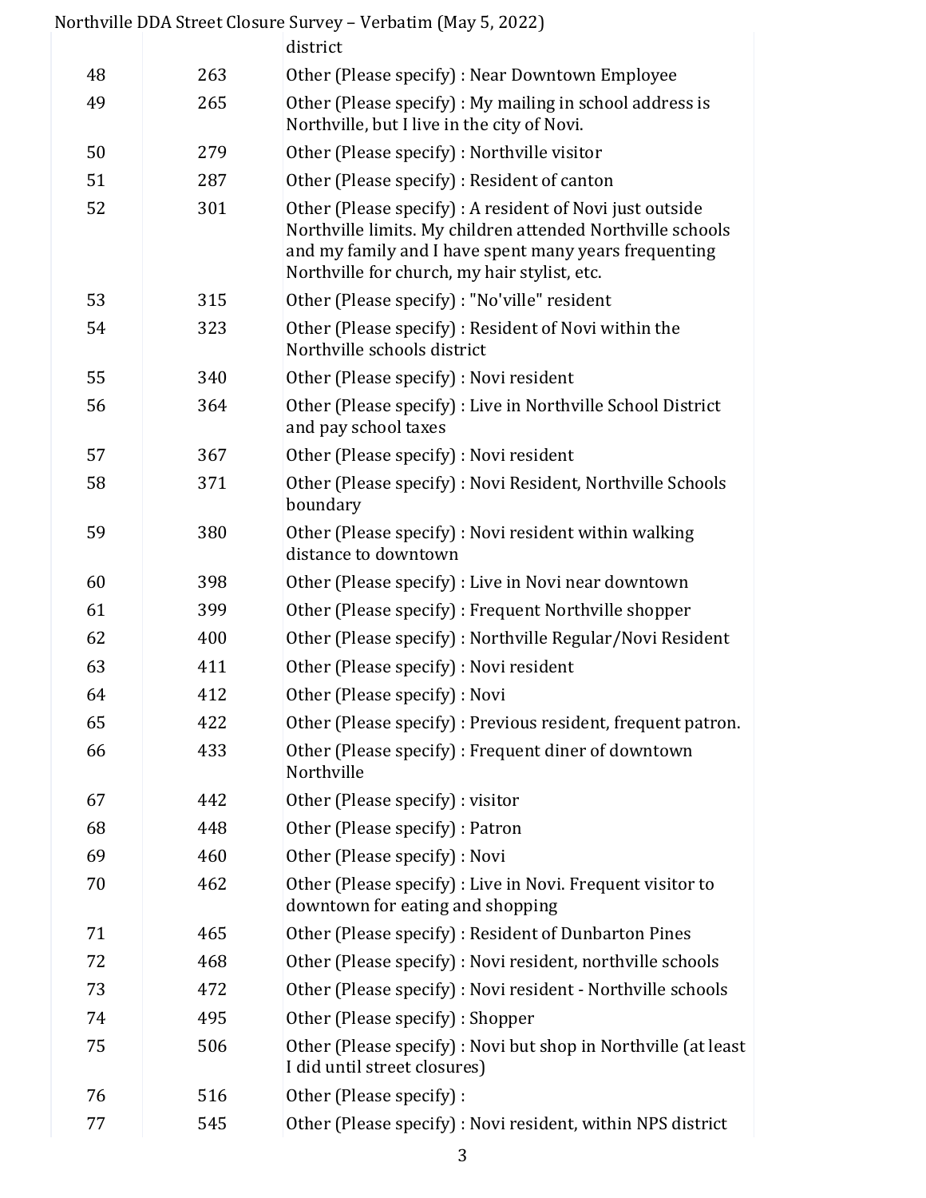| | | |
|---|---|---|
| | | district |
| 48 | 263 | Other (Please specify) : Near Downtown Employee |
| 49 | 265 | Other (Please specify) : My mailing in school address is Northville, but I live in the city of Novi. |
| 50 | 279 | Other (Please specify) : Northville visitor |
| 51 | 287 | Other (Please specify) : Resident of canton |
| 52 | 301 | Other (Please specify) : A resident of Novi just outside Northville limits. My children attended Northville schools and my family and I have spent many years frequenting Northville for church, my hair stylist, etc. |
| 53 | 315 | Other (Please specify) : "No'ville" resident |
| 54 | 323 | Other (Please specify) : Resident of Novi within the Northville schools district |
| 55 | 340 | Other (Please specify) : Novi resident |
| 56 | 364 | Other (Please specify) : Live in Northville School District and pay school taxes |
| 57 | 367 | Other (Please specify) : Novi resident |
| 58 | 371 | Other (Please specify) : Novi Resident, Northville Schools boundary |
| 59 | 380 | Other (Please specify) : Novi resident within walking distance to downtown |
| 60 | 398 | Other (Please specify) : Live in Novi near downtown |
| 61 | 399 | Other (Please specify) : Frequent Northville shopper |
| 62 | 400 | Other (Please specify) : Northville Regular/Novi Resident |
| 63 | 411 | Other (Please specify) : Novi resident |
| 64 | 412 | Other (Please specify) : Novi |
| 65 | 422 | Other (Please specify) : Previous resident, frequent patron. |
| 66 | 433 | Other (Please specify) : Frequent diner of downtown Northville |
| 67 | 442 | Other (Please specify) : visitor |
| 68 | 448 | Other (Please specify) : Patron |
| 69 | 460 | Other (Please specify) : Novi |
| 70 | 462 | Other (Please specify) : Live in Novi. Frequent visitor to downtown for eating and shopping |
| 71 | 465 | Other (Please specify) : Resident of Dunbarton Pines |
| 72 | 468 | Other (Please specify) : Novi resident, northville schools |
| 73 | 472 | Other (Please specify) : Novi resident - Northville schools |
| 74 | 495 | Other (Please specify) : Shopper |
| 75 | 506 | Other (Please specify) : Novi but shop in Northville (at least I did until street closures) |
| 76 | 516 | Other (Please specify) : |
| 77 | 545 | Other (Please specify) : Novi resident, within NPS district |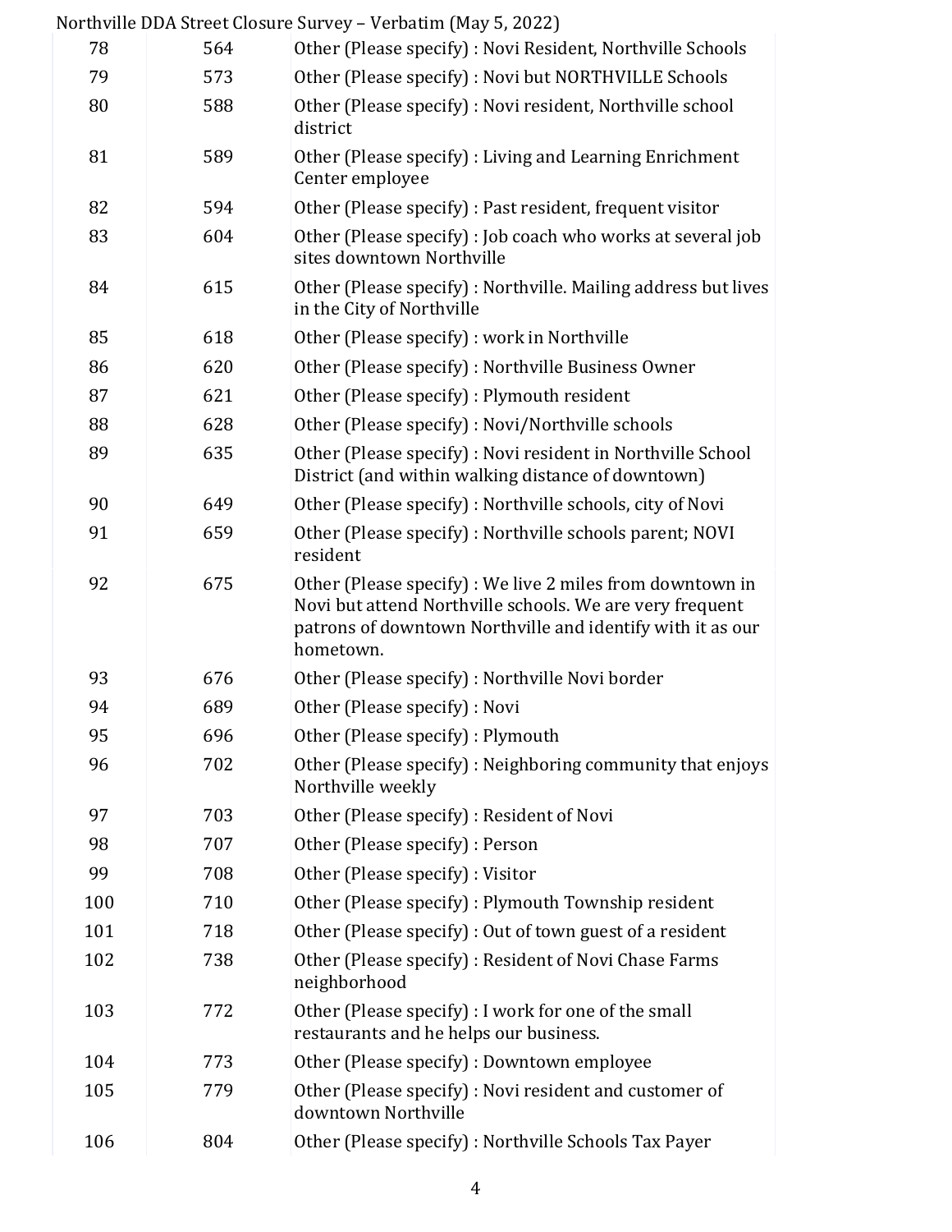| | | |
|---|---|---|
| 78 | 564 | Other (Please specify) : Novi Resident, Northville Schools |
| 79 | 573 | Other (Please specify) : Novi but NORTHVILLE Schools |
| 80 | 588 | Other (Please specify) : Novi resident, Northville school district |
| 81 | 589 | Other (Please specify) : Living and Learning Enrichment Center employee |
| 82 | 594 | Other (Please specify) : Past resident, frequent visitor |
| 83 | 604 | Other (Please specify) : Job coach who works at several job sites downtown Northville |
| 84 | 615 | Other (Please specify) : Northville. Mailing address but lives in the City of Northville |
| 85 | 618 | Other (Please specify) : work in Northville |
| 86 | 620 | Other (Please specify) : Northville Business Owner |
| 87 | 621 | Other (Please specify) : Plymouth resident |
| 88 | 628 | Other (Please specify) : Novi/Northville schools |
| 89 | 635 | Other (Please specify) : Novi resident in Northville School District (and within walking distance of downtown) |
| 90 | 649 | Other (Please specify) : Northville schools, city of Novi |
| 91 | 659 | Other (Please specify) : Northville schools parent; NOVI resident |
| 92 | 675 | Other (Please specify) : We live 2 miles from downtown in Novi but attend Northville schools. We are very frequent patrons of downtown Northville and identify with it as our hometown. |
| 93 | 676 | Other (Please specify) : Northville Novi border |
| 94 | 689 | Other (Please specify) : Novi |
| 95 | 696 | Other (Please specify) : Plymouth |
| 96 | 702 | Other (Please specify) : Neighboring community that enjoys Northville weekly |
| 97 | 703 | Other (Please specify) : Resident of Novi |
| 98 | 707 | Other (Please specify) : Person |
| 99 | 708 | Other (Please specify) : Visitor |
| 100 | 710 | Other (Please specify) : Plymouth Township resident |
| 101 | 718 | Other (Please specify) : Out of town guest of a resident |
| 102 | 738 | Other (Please specify) : Resident of Novi Chase Farms neighborhood |
| 103 | 772 | Other (Please specify) : I work for one of the small restaurants and he helps our business. |
| 104 | 773 | Other (Please specify) : Downtown employee |
| 105 | 779 | Other (Please specify) : Novi resident and customer of downtown Northville |
| 106 | 804 | Other (Please specify) : Northville Schools Tax Payer |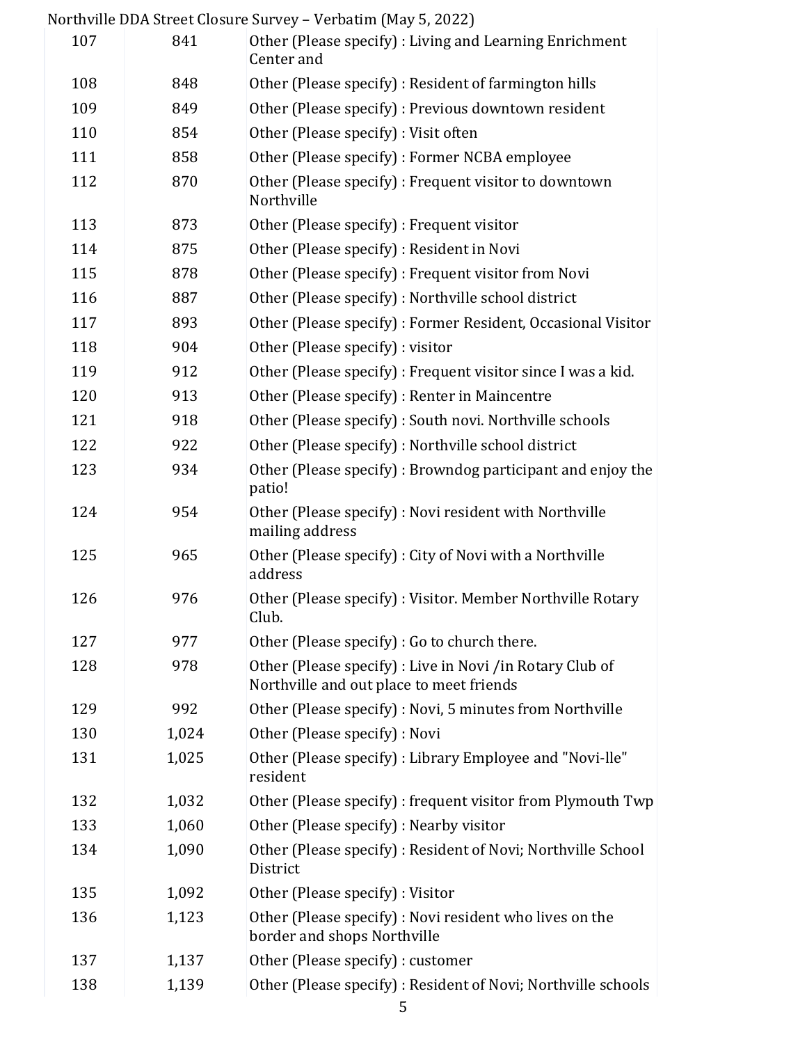| | | |
|---|---|---|
| 107 | 841 | Other (Please specify) : Living and Learning Enrichment Center and |
| 108 | 848 | Other (Please specify) : Resident of farmington hills |
| 109 | 849 | Other (Please specify) : Previous downtown resident |
| 110 | 854 | Other (Please specify) : Visit often |
| 111 | 858 | Other (Please specify) : Former NCBA employee |
| 112 | 870 | Other (Please specify) : Frequent visitor to downtown Northville |
| 113 | 873 | Other (Please specify) : Frequent visitor |
| 114 | 875 | Other (Please specify) : Resident in Novi |
| 115 | 878 | Other (Please specify) : Frequent visitor from Novi |
| 116 | 887 | Other (Please specify) : Northville school district |
| 117 | 893 | Other (Please specify) : Former Resident, Occasional Visitor |
| 118 | 904 | Other (Please specify) : visitor |
| 119 | 912 | Other (Please specify) : Frequent visitor since I was a kid. |
| 120 | 913 | Other (Please specify) : Renter in Maincentre |
| 121 | 918 | Other (Please specify) : South novi. Northville schools |
| 122 | 922 | Other (Please specify) : Northville school district |
| 123 | 934 | Other (Please specify) : Browndog participant and enjoy the patio! |
| 124 | 954 | Other (Please specify) : Novi resident with Northville mailing address |
| 125 | 965 | Other (Please specify) : City of Novi with a Northville address |
| 126 | 976 | Other (Please specify) : Visitor. Member Northville Rotary Club. |
| 127 | 977 | Other (Please specify) : Go to church there. |
| 128 | 978 | Other (Please specify) : Live in Novi /in Rotary Club of Northville and out place to meet friends |
| 129 | 992 | Other (Please specify) : Novi, 5 minutes from Northville |
| 130 | 1,024 | Other (Please specify) : Novi |
| 131 | 1,025 | Other (Please specify) : Library Employee and "Novi-lle" resident |
| 132 | 1,032 | Other (Please specify) : frequent visitor from Plymouth Twp |
| 133 | 1,060 | Other (Please specify) : Nearby visitor |
| 134 | 1,090 | Other (Please specify) : Resident of Novi; Northville School District |
| 135 | 1,092 | Other (Please specify) : Visitor |
| 136 | 1,123 | Other (Please specify) : Novi resident who lives on the border and shops Northville |
| 137 | 1,137 | Other (Please specify) : customer |
| 138 | 1,139 | Other (Please specify) : Resident of Novi; Northville schools |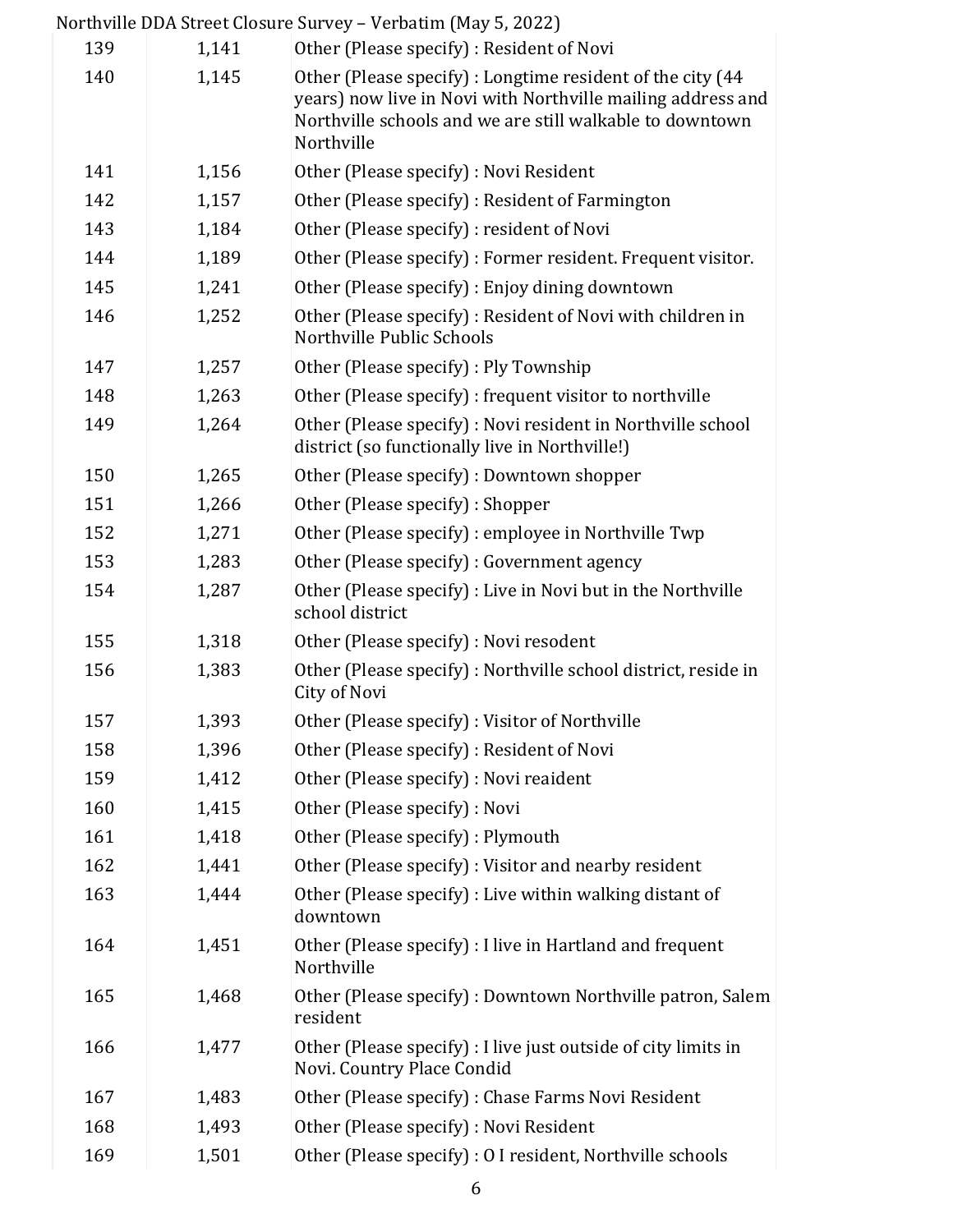| | | |
|---|---|---|
| 139 | 1,141 | Other (Please specify) : Resident of Novi |
| 140 | 1,145 | Other (Please specify) : Longtime resident of the city (44 years) now live in Novi with Northville mailing address and Northville schools and we are still walkable to downtown Northville |
| 141 | 1,156 | Other (Please specify) : Novi Resident |
| 142 | 1,157 | Other (Please specify) : Resident of Farmington |
| 143 | 1,184 | Other (Please specify) : resident of Novi |
| 144 | 1,189 | Other (Please specify) : Former resident. Frequent visitor. |
| 145 | 1,241 | Other (Please specify) : Enjoy dining downtown |
| 146 | 1,252 | Other (Please specify) : Resident of Novi with children in Northville Public Schools |
| 147 | 1,257 | Other (Please specify) : Ply Township |
| 148 | 1,263 | Other (Please specify) : frequent visitor to northville |
| 149 | 1,264 | Other (Please specify) : Novi resident in Northville school district (so functionally live in Northville!) |
| 150 | 1,265 | Other (Please specify) : Downtown shopper |
| 151 | 1,266 | Other (Please specify) : Shopper |
| 152 | 1,271 | Other (Please specify) : employee in Northville Twp |
| 153 | 1,283 | Other (Please specify) : Government agency |
| 154 | 1,287 | Other (Please specify) : Live in Novi but in the Northville school district |
| 155 | 1,318 | Other (Please specify) : Novi resodent |
| 156 | 1,383 | Other (Please specify) : Northville school district, reside in City of Novi |
| 157 | 1,393 | Other (Please specify) : Visitor of Northville |
| 158 | 1,396 | Other (Please specify) : Resident of Novi |
| 159 | 1,412 | Other (Please specify) : Novi reaident |
| 160 | 1,415 | Other (Please specify) : Novi |
| 161 | 1,418 | Other (Please specify) : Plymouth |
| 162 | 1,441 | Other (Please specify) : Visitor and nearby resident |
| 163 | 1,444 | Other (Please specify) : Live within walking distant of downtown |
| 164 | 1,451 | Other (Please specify) : I live in Hartland and frequent Northville |
| 165 | 1,468 | Other (Please specify) : Downtown Northville patron, Salem resident |
| 166 | 1,477 | Other (Please specify) : I live just outside of city limits in Novi. Country Place Condid |
| 167 | 1,483 | Other (Please specify) : Chase Farms Novi Resident |
| 168 | 1,493 | Other (Please specify) : Novi Resident |
| 169 | 1,501 | Other (Please specify) : O I resident, Northville schools |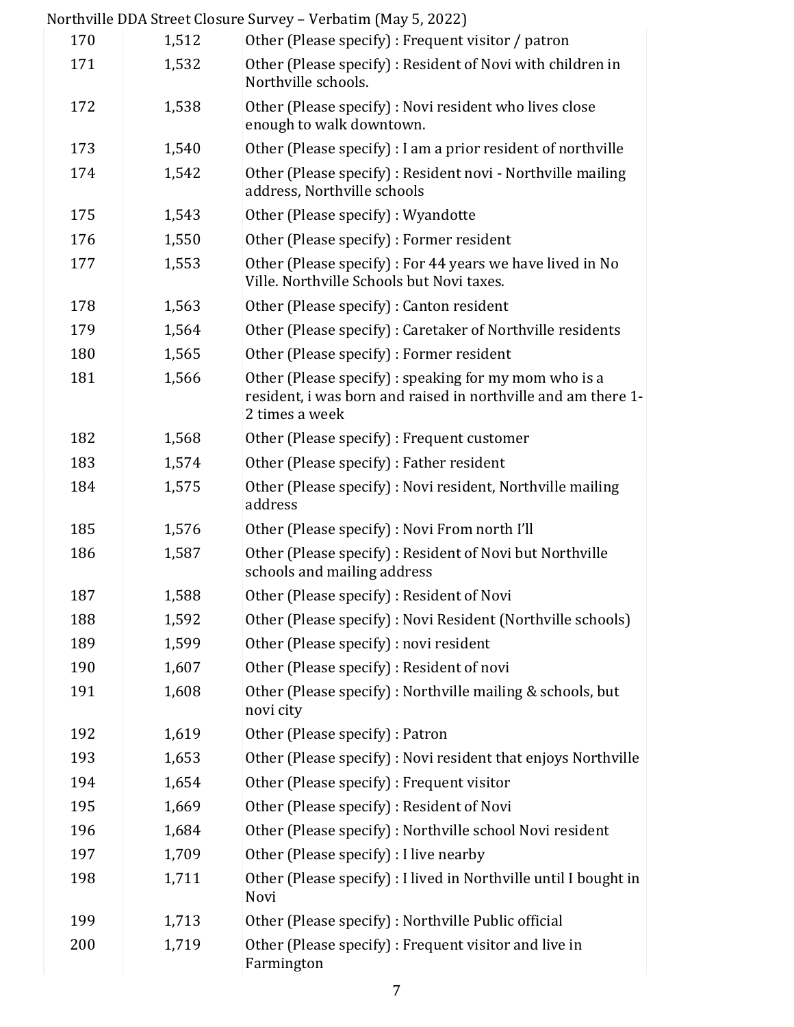| | | |
|---|---|---|
| 170 | 1,512 | Other (Please specify) : Frequent visitor / patron |
| 171 | 1,532 | Other (Please specify) : Resident of Novi with children in Northville schools. |
| 172 | 1,538 | Other (Please specify) : Novi resident who lives close enough to walk downtown. |
| 173 | 1,540 | Other (Please specify) : I am a prior resident of northville |
| 174 | 1,542 | Other (Please specify) : Resident novi - Northville mailing address, Northville schools |
| 175 | 1,543 | Other (Please specify) : Wyandotte |
| 176 | 1,550 | Other (Please specify) : Former resident |
| 177 | 1,553 | Other (Please specify) : For 44 years we have lived in No Ville. Northville Schools but Novi taxes. |
| 178 | 1,563 | Other (Please specify) : Canton resident |
| 179 | 1,564 | Other (Please specify) : Caretaker of Northville residents |
| 180 | 1,565 | Other (Please specify) : Former resident |
| 181 | 1,566 | Other (Please specify) : speaking for my mom who is a resident, i was born and raised in northville and am there 1-2 times a week |
| 182 | 1,568 | Other (Please specify) : Frequent customer |
| 183 | 1,574 | Other (Please specify) : Father resident |
| 184 | 1,575 | Other (Please specify) : Novi resident, Northville mailing address |
| 185 | 1,576 | Other (Please specify) : Novi From north I'll |
| 186 | 1,587 | Other (Please specify) : Resident of Novi but Northville schools and mailing address |
| 187 | 1,588 | Other (Please specify) : Resident of Novi |
| 188 | 1,592 | Other (Please specify) : Novi Resident (Northville schools) |
| 189 | 1,599 | Other (Please specify) : novi resident |
| 190 | 1,607 | Other (Please specify) : Resident of novi |
| 191 | 1,608 | Other (Please specify) : Northville mailing & schools, but novi city |
| 192 | 1,619 | Other (Please specify) : Patron |
| 193 | 1,653 | Other (Please specify) : Novi resident that enjoys Northville |
| 194 | 1,654 | Other (Please specify) : Frequent visitor |
| 195 | 1,669 | Other (Please specify) : Resident of Novi |
| 196 | 1,684 | Other (Please specify) : Northville school Novi resident |
| 197 | 1,709 | Other (Please specify) : I live nearby |
| 198 | 1,711 | Other (Please specify) : I lived in Northville until I bought in Novi |
| 199 | 1,713 | Other (Please specify) : Northville Public official |
| 200 | 1,719 | Other (Please specify) : Frequent visitor and live in Farmington |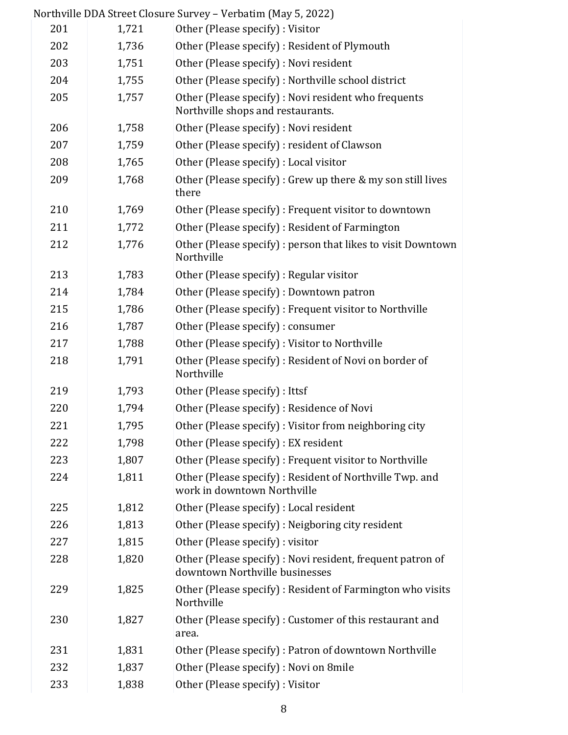| | | |
|---|---|---|
| 201 | 1,721 | Other (Please specify) : Visitor |
| 202 | 1,736 | Other (Please specify) : Resident of Plymouth |
| 203 | 1,751 | Other (Please specify) : Novi resident |
| 204 | 1,755 | Other (Please specify) : Northville school district |
| 205 | 1,757 | Other (Please specify) : Novi resident who frequents Northville shops and restaurants. |
| 206 | 1,758 | Other (Please specify) : Novi resident |
| 207 | 1,759 | Other (Please specify) : resident of Clawson |
| 208 | 1,765 | Other (Please specify) : Local visitor |
| 209 | 1,768 | Other (Please specify) : Grew up there & my son still lives there |
| 210 | 1,769 | Other (Please specify) : Frequent visitor to downtown |
| 211 | 1,772 | Other (Please specify) : Resident of Farmington |
| 212 | 1,776 | Other (Please specify) : person that likes to visit Downtown Northville |
| 213 | 1,783 | Other (Please specify) : Regular visitor |
| 214 | 1,784 | Other (Please specify) : Downtown patron |
| 215 | 1,786 | Other (Please specify) : Frequent visitor to Northville |
| 216 | 1,787 | Other (Please specify) : consumer |
| 217 | 1,788 | Other (Please specify) : Visitor to Northville |
| 218 | 1,791 | Other (Please specify) : Resident of Novi on border of Northville |
| 219 | 1,793 | Other (Please specify) : Ittsf |
| 220 | 1,794 | Other (Please specify) : Residence of Novi |
| 221 | 1,795 | Other (Please specify) : Visitor from neighboring city |
| 222 | 1,798 | Other (Please specify) : EX resident |
| 223 | 1,807 | Other (Please specify) : Frequent visitor to Northville |
| 224 | 1,811 | Other (Please specify) : Resident of Northville Twp. and work in downtown Northville |
| 225 | 1,812 | Other (Please specify) : Local resident |
| 226 | 1,813 | Other (Please specify) : Neigboring city resident |
| 227 | 1,815 | Other (Please specify) : visitor |
| 228 | 1,820 | Other (Please specify) : Novi resident, frequent patron of downtown Northville businesses |
| 229 | 1,825 | Other (Please specify) : Resident of Farmington who visits Northville |
| 230 | 1,827 | Other (Please specify) : Customer of this restaurant and area. |
| 231 | 1,831 | Other (Please specify) : Patron of downtown Northville |
| 232 | 1,837 | Other (Please specify) : Novi on 8mile |
| 233 | 1,838 | Other (Please specify) : Visitor |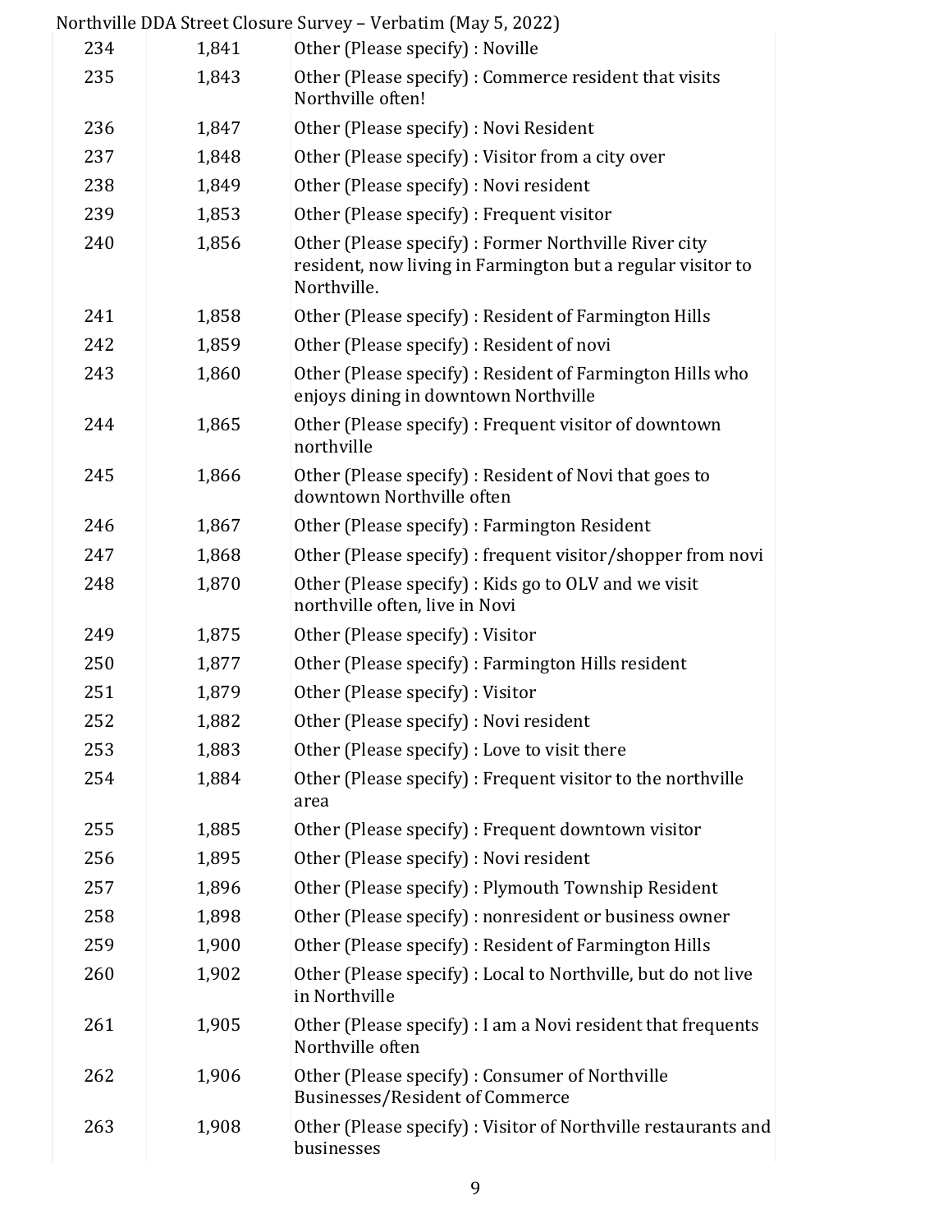| | | |
|---|---|---|
| 234 | 1,841 | Other (Please specify) : Noville |
| 235 | 1,843 | Other (Please specify) : Commerce resident that visits Northville often! |
| 236 | 1,847 | Other (Please specify) : Novi Resident |
| 237 | 1,848 | Other (Please specify) : Visitor from a city over |
| 238 | 1,849 | Other (Please specify) : Novi resident |
| 239 | 1,853 | Other (Please specify) : Frequent visitor |
| 240 | 1,856 | Other (Please specify) : Former Northville River city resident, now living in Farmington but a regular visitor to Northville. |
| 241 | 1,858 | Other (Please specify) : Resident of Farmington Hills |
| 242 | 1,859 | Other (Please specify) : Resident of novi |
| 243 | 1,860 | Other (Please specify) : Resident of Farmington Hills who enjoys dining in downtown Northville |
| 244 | 1,865 | Other (Please specify) : Frequent visitor of downtown northville |
| 245 | 1,866 | Other (Please specify) : Resident of Novi that goes to downtown Northville often |
| 246 | 1,867 | Other (Please specify) : Farmington Resident |
| 247 | 1,868 | Other (Please specify) : frequent visitor/shopper from novi |
| 248 | 1,870 | Other (Please specify) : Kids go to OLV and we visit northville often, live in Novi |
| 249 | 1,875 | Other (Please specify) : Visitor |
| 250 | 1,877 | Other (Please specify) : Farmington Hills resident |
| 251 | 1,879 | Other (Please specify) : Visitor |
| 252 | 1,882 | Other (Please specify) : Novi resident |
| 253 | 1,883 | Other (Please specify) : Love to visit there |
| 254 | 1,884 | Other (Please specify) : Frequent visitor to the northville area |
| 255 | 1,885 | Other (Please specify) : Frequent downtown visitor |
| 256 | 1,895 | Other (Please specify) : Novi resident |
| 257 | 1,896 | Other (Please specify) : Plymouth Township Resident |
| 258 | 1,898 | Other (Please specify) : nonresident or business owner |
| 259 | 1,900 | Other (Please specify) : Resident of Farmington Hills |
| 260 | 1,902 | Other (Please specify) : Local to Northville, but do not live in Northville |
| 261 | 1,905 | Other (Please specify) : I am a Novi resident that frequents Northville often |
| 262 | 1,906 | Other (Please specify) : Consumer of Northville Businesses/Resident of Commerce |
| 263 | 1,908 | Other (Please specify) : Visitor of Northville restaurants and businesses |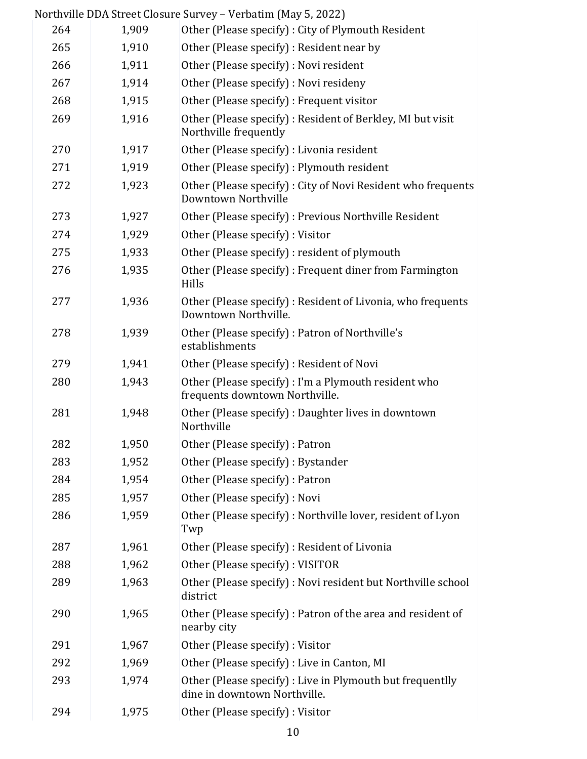| | | |
|---|---|---|
| 264 | 1,909 | Other (Please specify) : City of Plymouth Resident |
| 265 | 1,910 | Other (Please specify) : Resident near by |
| 266 | 1,911 | Other (Please specify) : Novi resident |
| 267 | 1,914 | Other (Please specify) : Novi resideny |
| 268 | 1,915 | Other (Please specify) : Frequent visitor |
| 269 | 1,916 | Other (Please specify) : Resident of Berkley, MI but visit Northville frequently |
| 270 | 1,917 | Other (Please specify) : Livonia resident |
| 271 | 1,919 | Other (Please specify) : Plymouth resident |
| 272 | 1,923 | Other (Please specify) : City of Novi Resident who frequents Downtown Northville |
| 273 | 1,927 | Other (Please specify) : Previous Northville Resident |
| 274 | 1,929 | Other (Please specify) : Visitor |
| 275 | 1,933 | Other (Please specify) : resident of plymouth |
| 276 | 1,935 | Other (Please specify) : Frequent diner from Farmington Hills |
| 277 | 1,936 | Other (Please specify) : Resident of Livonia, who frequents Downtown Northville. |
| 278 | 1,939 | Other (Please specify) : Patron of Northville's establishments |
| 279 | 1,941 | Other (Please specify) : Resident of Novi |
| 280 | 1,943 | Other (Please specify) : I'm a Plymouth resident who frequents downtown Northville. |
| 281 | 1,948 | Other (Please specify) : Daughter lives in downtown Northville |
| 282 | 1,950 | Other (Please specify) : Patron |
| 283 | 1,952 | Other (Please specify) : Bystander |
| 284 | 1,954 | Other (Please specify) : Patron |
| 285 | 1,957 | Other (Please specify) : Novi |
| 286 | 1,959 | Other (Please specify) : Northville lover, resident of Lyon Twp |
| 287 | 1,961 | Other (Please specify) : Resident of Livonia |
| 288 | 1,962 | Other (Please specify) : VISITOR |
| 289 | 1,963 | Other (Please specify) : Novi resident but Northville school district |
| 290 | 1,965 | Other (Please specify) : Patron of the area and resident of nearby city |
| 291 | 1,967 | Other (Please specify) : Visitor |
| 292 | 1,969 | Other (Please specify) : Live in Canton, MI |
| 293 | 1,974 | Other (Please specify) : Live in Plymouth but frequentlly dine in downtown Northville. |
| 294 | 1,975 | Other (Please specify) : Visitor |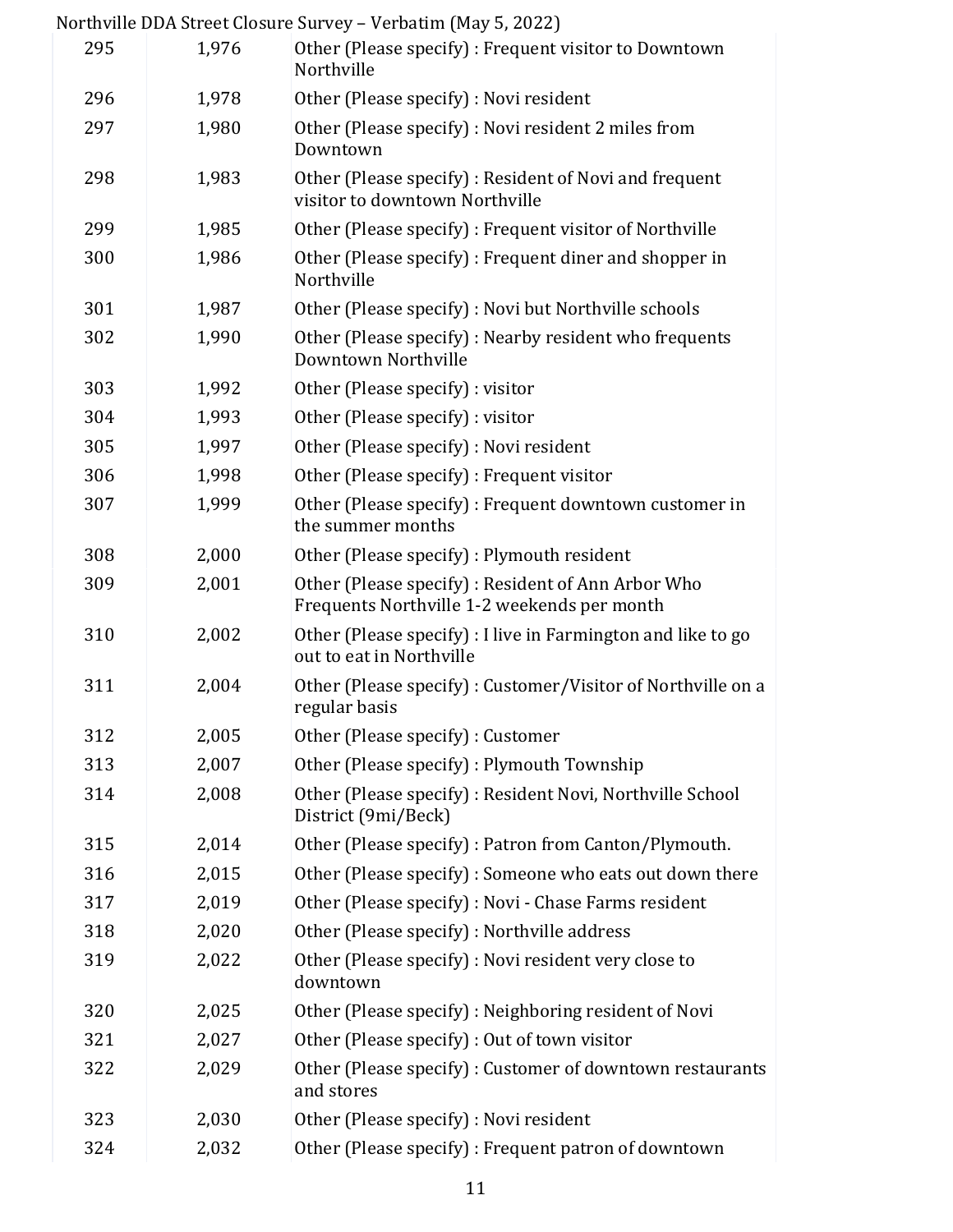| | | |
|---|---|---|
| 295 | 1,976 | Other (Please specify) : Frequent visitor to Downtown Northville |
| 296 | 1,978 | Other (Please specify) : Novi resident |
| 297 | 1,980 | Other (Please specify) : Novi resident 2 miles from Downtown |
| 298 | 1,983 | Other (Please specify) : Resident of Novi and frequent visitor to downtown Northville |
| 299 | 1,985 | Other (Please specify) : Frequent visitor of Northville |
| 300 | 1,986 | Other (Please specify) : Frequent diner and shopper in Northville |
| 301 | 1,987 | Other (Please specify) : Novi but Northville schools |
| 302 | 1,990 | Other (Please specify) : Nearby resident who frequents Downtown Northville |
| 303 | 1,992 | Other (Please specify) : visitor |
| 304 | 1,993 | Other (Please specify) : visitor |
| 305 | 1,997 | Other (Please specify) : Novi resident |
| 306 | 1,998 | Other (Please specify) : Frequent visitor |
| 307 | 1,999 | Other (Please specify) : Frequent downtown customer in the summer months |
| 308 | 2,000 | Other (Please specify) : Plymouth resident |
| 309 | 2,001 | Other (Please specify) : Resident of Ann Arbor Who Frequents Northville 1-2 weekends per month |
| 310 | 2,002 | Other (Please specify) : I live in Farmington and like to go out to eat in Northville |
| 311 | 2,004 | Other (Please specify) : Customer/Visitor of Northville on a regular basis |
| 312 | 2,005 | Other (Please specify) : Customer |
| 313 | 2,007 | Other (Please specify) : Plymouth Township |
| 314 | 2,008 | Other (Please specify) : Resident Novi, Northville School District (9mi/Beck) |
| 315 | 2,014 | Other (Please specify) : Patron from Canton/Plymouth. |
| 316 | 2,015 | Other (Please specify) : Someone who eats out down there |
| 317 | 2,019 | Other (Please specify) : Novi - Chase Farms resident |
| 318 | 2,020 | Other (Please specify) : Northville address |
| 319 | 2,022 | Other (Please specify) : Novi resident very close to downtown |
| 320 | 2,025 | Other (Please specify) : Neighboring resident of Novi |
| 321 | 2,027 | Other (Please specify) : Out of town visitor |
| 322 | 2,029 | Other (Please specify) : Customer of downtown restaurants and stores |
| 323 | 2,030 | Other (Please specify) : Novi resident |
| 324 | 2,032 | Other (Please specify) : Frequent patron of downtown |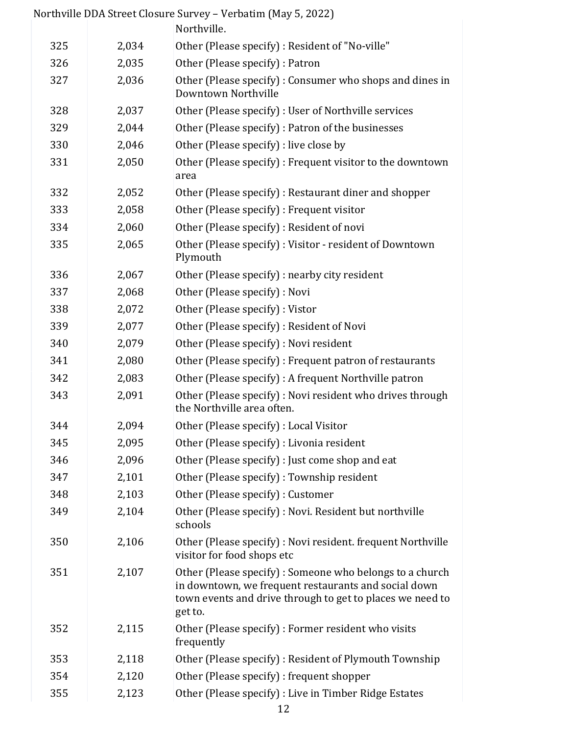| | | |
|---|---|---|
| | | Northville. |
| 325 | 2,034 | Other (Please specify) : Resident of "No-ville" |
| 326 | 2,035 | Other (Please specify) : Patron |
| 327 | 2,036 | Other (Please specify) : Consumer who shops and dines in Downtown Northville |
| 328 | 2,037 | Other (Please specify) : User of Northville services |
| 329 | 2,044 | Other (Please specify) : Patron of the businesses |
| 330 | 2,046 | Other (Please specify) : live close by |
| 331 | 2,050 | Other (Please specify) : Frequent visitor to the downtown area |
| 332 | 2,052 | Other (Please specify) : Restaurant diner and shopper |
| 333 | 2,058 | Other (Please specify) : Frequent visitor |
| 334 | 2,060 | Other (Please specify) : Resident of novi |
| 335 | 2,065 | Other (Please specify) : Visitor - resident of Downtown Plymouth |
| 336 | 2,067 | Other (Please specify) : nearby city resident |
| 337 | 2,068 | Other (Please specify) : Novi |
| 338 | 2,072 | Other (Please specify) : Vistor |
| 339 | 2,077 | Other (Please specify) : Resident of Novi |
| 340 | 2,079 | Other (Please specify) : Novi resident |
| 341 | 2,080 | Other (Please specify) : Frequent patron of restaurants |
| 342 | 2,083 | Other (Please specify) : A frequent Northville patron |
| 343 | 2,091 | Other (Please specify) : Novi resident who drives through the Northville area often. |
| 344 | 2,094 | Other (Please specify) : Local Visitor |
| 345 | 2,095 | Other (Please specify) : Livonia resident |
| 346 | 2,096 | Other (Please specify) : Just come shop and eat |
| 347 | 2,101 | Other (Please specify) : Township resident |
| 348 | 2,103 | Other (Please specify) : Customer |
| 349 | 2,104 | Other (Please specify) : Novi. Resident but northville schools |
| 350 | 2,106 | Other (Please specify) : Novi resident. frequent Northville visitor for food shops etc |
| 351 | 2,107 | Other (Please specify) : Someone who belongs to a church in downtown, we frequent restaurants and social down town events and drive through to get to places we need to get to. |
| 352 | 2,115 | Other (Please specify) : Former resident who visits frequently |
| 353 | 2,118 | Other (Please specify) : Resident of Plymouth Township |
| 354 | 2,120 | Other (Please specify) : frequent shopper |
| 355 | 2,123 | Other (Please specify) : Live in Timber Ridge Estates |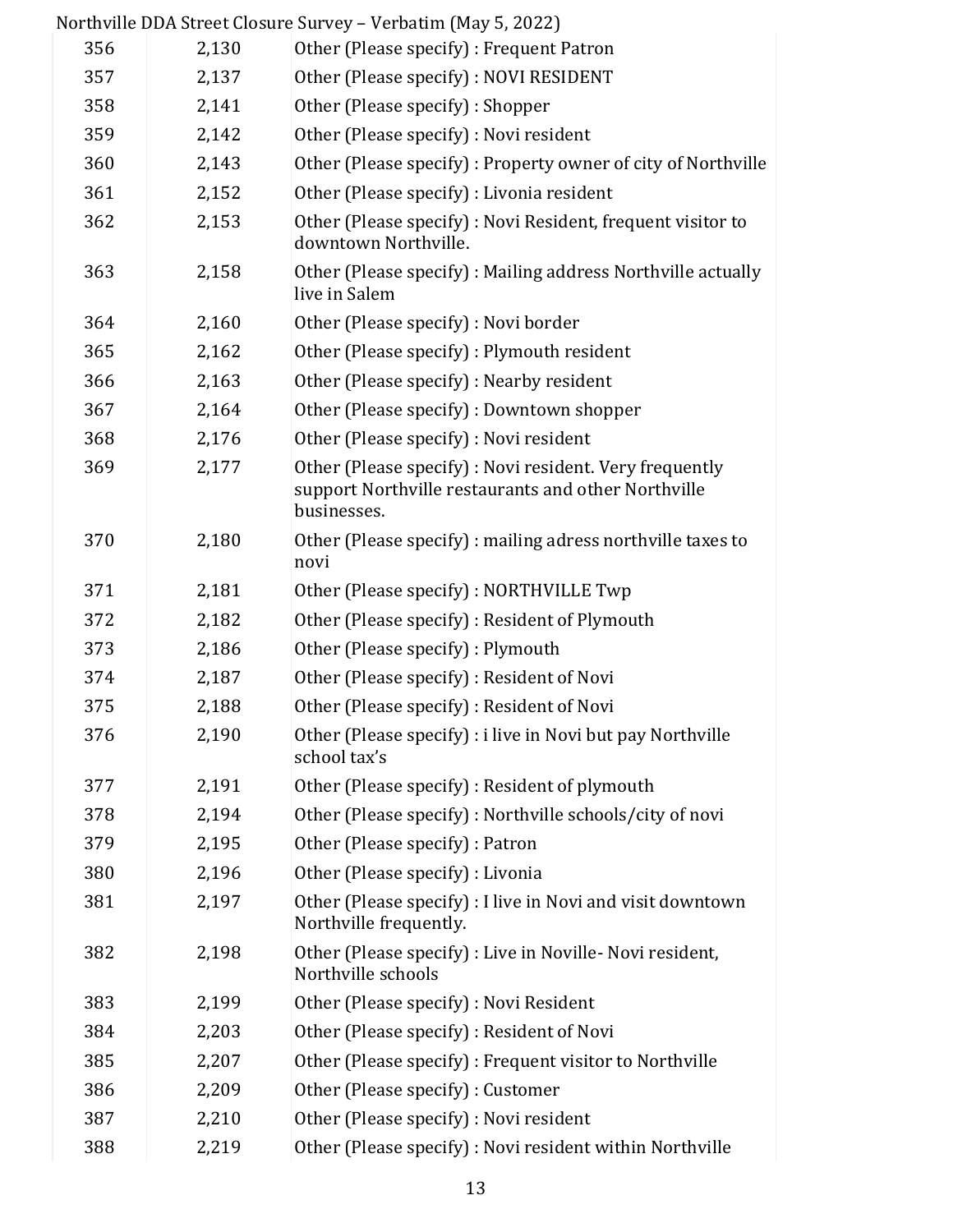| | | |
|---|---|---|
| 356 | 2,130 | Other (Please specify) : Frequent Patron |
| 357 | 2,137 | Other (Please specify) : NOVI RESIDENT |
| 358 | 2,141 | Other (Please specify) : Shopper |
| 359 | 2,142 | Other (Please specify) : Novi resident |
| 360 | 2,143 | Other (Please specify) : Property owner of city of Northville |
| 361 | 2,152 | Other (Please specify) : Livonia resident |
| 362 | 2,153 | Other (Please specify) : Novi Resident, frequent visitor to downtown Northville. |
| 363 | 2,158 | Other (Please specify) : Mailing address Northville actually live in Salem |
| 364 | 2,160 | Other (Please specify) : Novi border |
| 365 | 2,162 | Other (Please specify) : Plymouth resident |
| 366 | 2,163 | Other (Please specify) : Nearby resident |
| 367 | 2,164 | Other (Please specify) : Downtown shopper |
| 368 | 2,176 | Other (Please specify) : Novi resident |
| 369 | 2,177 | Other (Please specify) : Novi resident. Very frequently support Northville restaurants and other Northville businesses. |
| 370 | 2,180 | Other (Please specify) : mailing adress northville taxes to novi |
| 371 | 2,181 | Other (Please specify) : NORTHVILLE Twp |
| 372 | 2,182 | Other (Please specify) : Resident of Plymouth |
| 373 | 2,186 | Other (Please specify) : Plymouth |
| 374 | 2,187 | Other (Please specify) : Resident of Novi |
| 375 | 2,188 | Other (Please specify) : Resident of Novi |
| 376 | 2,190 | Other (Please specify) : i live in Novi but pay Northville school tax's |
| 377 | 2,191 | Other (Please specify) : Resident of plymouth |
| 378 | 2,194 | Other (Please specify) : Northville schools/city of novi |
| 379 | 2,195 | Other (Please specify) : Patron |
| 380 | 2,196 | Other (Please specify) : Livonia |
| 381 | 2,197 | Other (Please specify) : I live in Novi and visit downtown Northville frequently. |
| 382 | 2,198 | Other (Please specify) : Live in Noville- Novi resident, Northville schools |
| 383 | 2,199 | Other (Please specify) : Novi Resident |
| 384 | 2,203 | Other (Please specify) : Resident of Novi |
| 385 | 2,207 | Other (Please specify) : Frequent visitor to Northville |
| 386 | 2,209 | Other (Please specify) : Customer |
| 387 | 2,210 | Other (Please specify) : Novi resident |
| 388 | 2,219 | Other (Please specify) : Novi resident within Northville |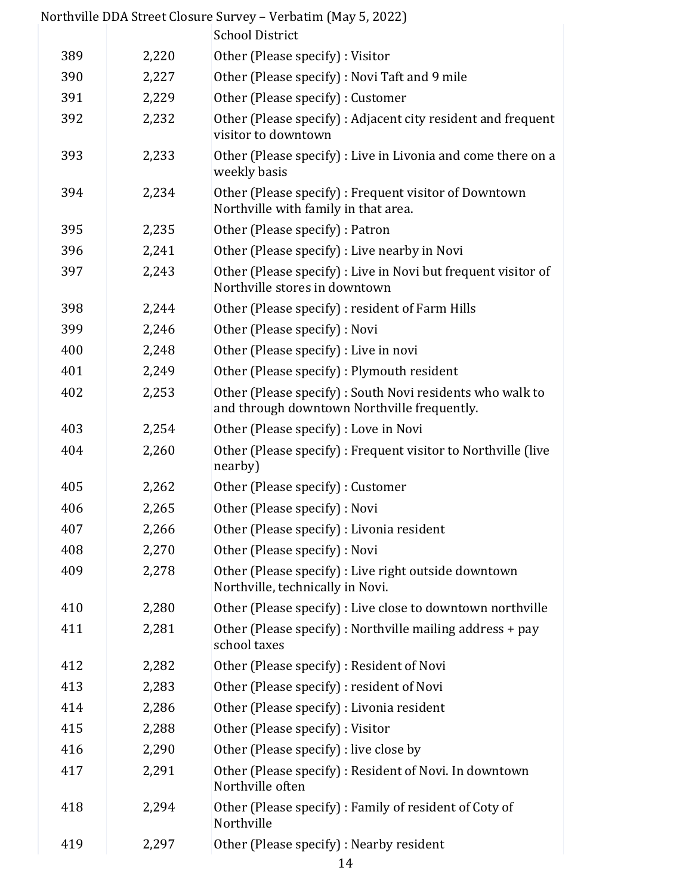| | | |
|---|---|---|
| | | School District |
| 389 | 2,220 | Other (Please specify) : Visitor |
| 390 | 2,227 | Other (Please specify) : Novi Taft and 9 mile |
| 391 | 2,229 | Other (Please specify) : Customer |
| 392 | 2,232 | Other (Please specify) : Adjacent city resident and frequent visitor to downtown |
| 393 | 2,233 | Other (Please specify) : Live in Livonia and come there on a weekly basis |
| 394 | 2,234 | Other (Please specify) : Frequent visitor of Downtown Northville with family in that area. |
| 395 | 2,235 | Other (Please specify) : Patron |
| 396 | 2,241 | Other (Please specify) : Live nearby in Novi |
| 397 | 2,243 | Other (Please specify) : Live in Novi but frequent visitor of Northville stores in downtown |
| 398 | 2,244 | Other (Please specify) : resident of Farm Hills |
| 399 | 2,246 | Other (Please specify) : Novi |
| 400 | 2,248 | Other (Please specify) : Live in novi |
| 401 | 2,249 | Other (Please specify) : Plymouth resident |
| 402 | 2,253 | Other (Please specify) : South Novi residents who walk to and through downtown Northville frequently. |
| 403 | 2,254 | Other (Please specify) : Love in Novi |
| 404 | 2,260 | Other (Please specify) : Frequent visitor to Northville (live nearby) |
| 405 | 2,262 | Other (Please specify) : Customer |
| 406 | 2,265 | Other (Please specify) : Novi |
| 407 | 2,266 | Other (Please specify) : Livonia resident |
| 408 | 2,270 | Other (Please specify) : Novi |
| 409 | 2,278 | Other (Please specify) : Live right outside downtown Northville, technically in Novi. |
| 410 | 2,280 | Other (Please specify) : Live close to downtown northville |
| 411 | 2,281 | Other (Please specify) : Northville mailing address + pay school taxes |
| 412 | 2,282 | Other (Please specify) : Resident of Novi |
| 413 | 2,283 | Other (Please specify) : resident of Novi |
| 414 | 2,286 | Other (Please specify) : Livonia resident |
| 415 | 2,288 | Other (Please specify) : Visitor |
| 416 | 2,290 | Other (Please specify) : live close by |
| 417 | 2,291 | Other (Please specify) : Resident of Novi. In downtown Northville often |
| 418 | 2,294 | Other (Please specify) : Family of resident of Coty of Northville |
| 419 | 2,297 | Other (Please specify) : Nearby resident |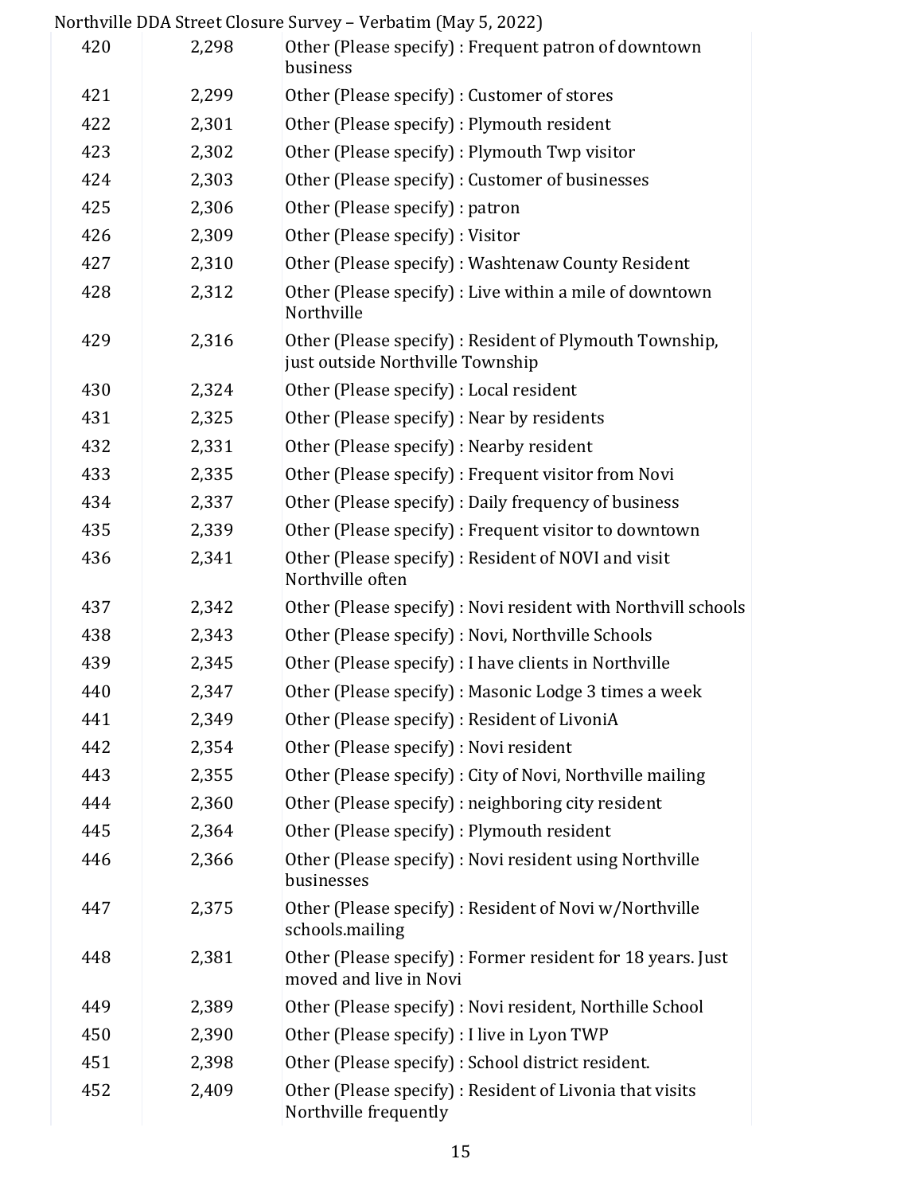| | | |
|---|---|---|
| 420 | 2,298 | Other (Please specify) : Frequent patron of downtown business |
| 421 | 2,299 | Other (Please specify) : Customer of stores |
| 422 | 2,301 | Other (Please specify) : Plymouth resident |
| 423 | 2,302 | Other (Please specify) : Plymouth Twp visitor |
| 424 | 2,303 | Other (Please specify) : Customer of businesses |
| 425 | 2,306 | Other (Please specify) : patron |
| 426 | 2,309 | Other (Please specify) : Visitor |
| 427 | 2,310 | Other (Please specify) : Washtenaw County Resident |
| 428 | 2,312 | Other (Please specify) : Live within a mile of downtown Northville |
| 429 | 2,316 | Other (Please specify) : Resident of Plymouth Township, just outside Northville Township |
| 430 | 2,324 | Other (Please specify) : Local resident |
| 431 | 2,325 | Other (Please specify) : Near by residents |
| 432 | 2,331 | Other (Please specify) : Nearby resident |
| 433 | 2,335 | Other (Please specify) : Frequent visitor from Novi |
| 434 | 2,337 | Other (Please specify) : Daily frequency of business |
| 435 | 2,339 | Other (Please specify) : Frequent visitor to downtown |
| 436 | 2,341 | Other (Please specify) : Resident of NOVI and visit Northville often |
| 437 | 2,342 | Other (Please specify) : Novi resident with Northvill schools |
| 438 | 2,343 | Other (Please specify) : Novi, Northville Schools |
| 439 | 2,345 | Other (Please specify) : I have clients in Northville |
| 440 | 2,347 | Other (Please specify) : Masonic Lodge 3 times a week |
| 441 | 2,349 | Other (Please specify) : Resident of LivoniA |
| 442 | 2,354 | Other (Please specify) : Novi resident |
| 443 | 2,355 | Other (Please specify) : City of Novi, Northville mailing |
| 444 | 2,360 | Other (Please specify) : neighboring city resident |
| 445 | 2,364 | Other (Please specify) : Plymouth resident |
| 446 | 2,366 | Other (Please specify) : Novi resident using Northville businesses |
| 447 | 2,375 | Other (Please specify) : Resident of Novi w/Northville schools.mailing |
| 448 | 2,381 | Other (Please specify) : Former resident for 18 years. Just moved and live in Novi |
| 449 | 2,389 | Other (Please specify) : Novi resident, Northille School |
| 450 | 2,390 | Other (Please specify) : I live in Lyon TWP |
| 451 | 2,398 | Other (Please specify) : School district resident. |
| 452 | 2,409 | Other (Please specify) : Resident of Livonia that visits Northville frequently |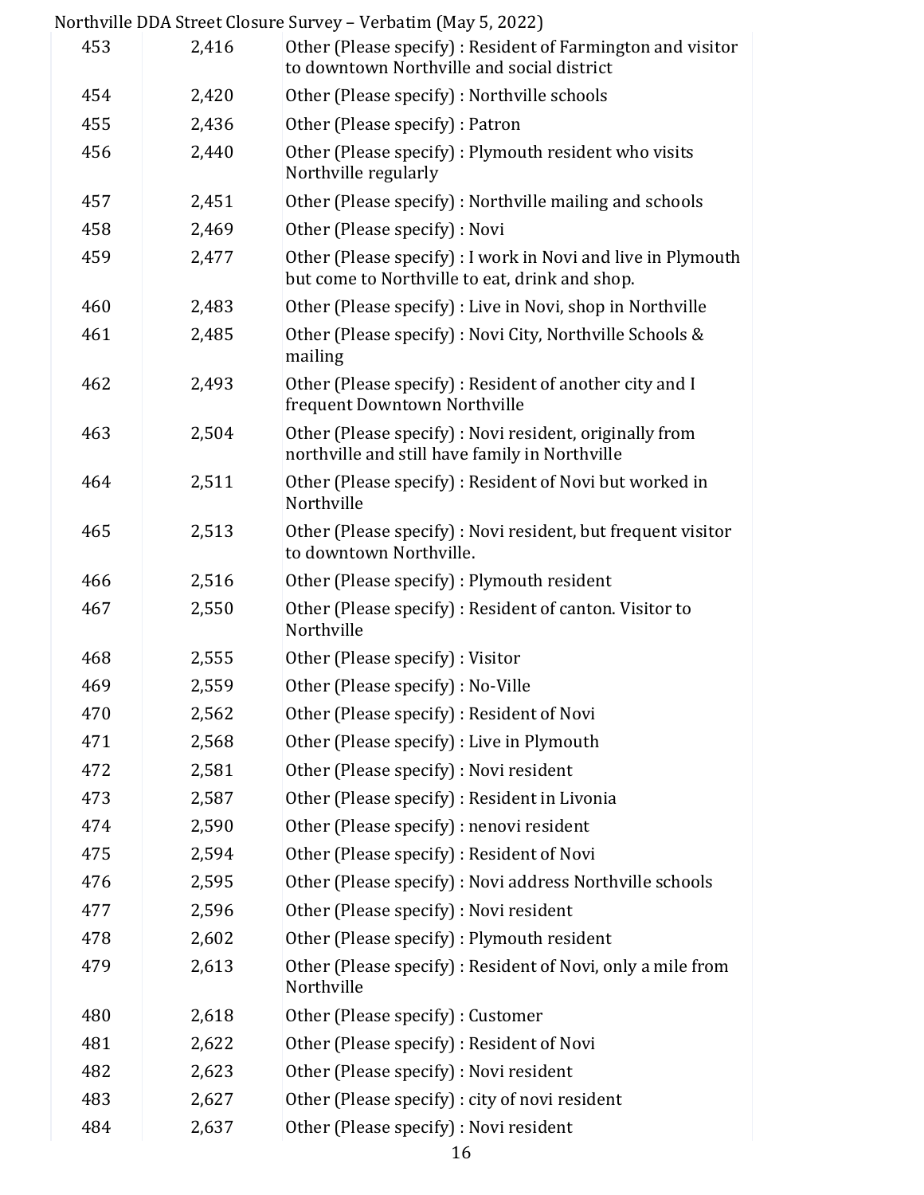| | | |
|---|---|---|
| 453 | 2,416 | Other (Please specify) : Resident of Farmington and visitor to downtown Northville and social district |
| 454 | 2,420 | Other (Please specify) : Northville schools |
| 455 | 2,436 | Other (Please specify) : Patron |
| 456 | 2,440 | Other (Please specify) : Plymouth resident who visits Northville regularly |
| 457 | 2,451 | Other (Please specify) : Northville mailing and schools |
| 458 | 2,469 | Other (Please specify) : Novi |
| 459 | 2,477 | Other (Please specify) : I work in Novi and live in Plymouth but come to Northville to eat, drink and shop. |
| 460 | 2,483 | Other (Please specify) : Live in Novi, shop in Northville |
| 461 | 2,485 | Other (Please specify) : Novi City, Northville Schools & mailing |
| 462 | 2,493 | Other (Please specify) : Resident of another city and I frequent Downtown Northville |
| 463 | 2,504 | Other (Please specify) : Novi resident, originally from northville and still have family in Northville |
| 464 | 2,511 | Other (Please specify) : Resident of Novi but worked in Northville |
| 465 | 2,513 | Other (Please specify) : Novi resident, but frequent visitor to downtown Northville. |
| 466 | 2,516 | Other (Please specify) : Plymouth resident |
| 467 | 2,550 | Other (Please specify) : Resident of canton. Visitor to Northville |
| 468 | 2,555 | Other (Please specify) : Visitor |
| 469 | 2,559 | Other (Please specify) : No-Ville |
| 470 | 2,562 | Other (Please specify) : Resident of Novi |
| 471 | 2,568 | Other (Please specify) : Live in Plymouth |
| 472 | 2,581 | Other (Please specify) : Novi resident |
| 473 | 2,587 | Other (Please specify) : Resident in Livonia |
| 474 | 2,590 | Other (Please specify) : nenovi resident |
| 475 | 2,594 | Other (Please specify) : Resident of Novi |
| 476 | 2,595 | Other (Please specify) : Novi address Northville schools |
| 477 | 2,596 | Other (Please specify) : Novi resident |
| 478 | 2,602 | Other (Please specify) : Plymouth resident |
| 479 | 2,613 | Other (Please specify) : Resident of Novi, only a mile from Northville |
| 480 | 2,618 | Other (Please specify) : Customer |
| 481 | 2,622 | Other (Please specify) : Resident of Novi |
| 482 | 2,623 | Other (Please specify) : Novi resident |
| 483 | 2,627 | Other (Please specify) : city of novi resident |
| 484 | 2,637 | Other (Please specify) : Novi resident |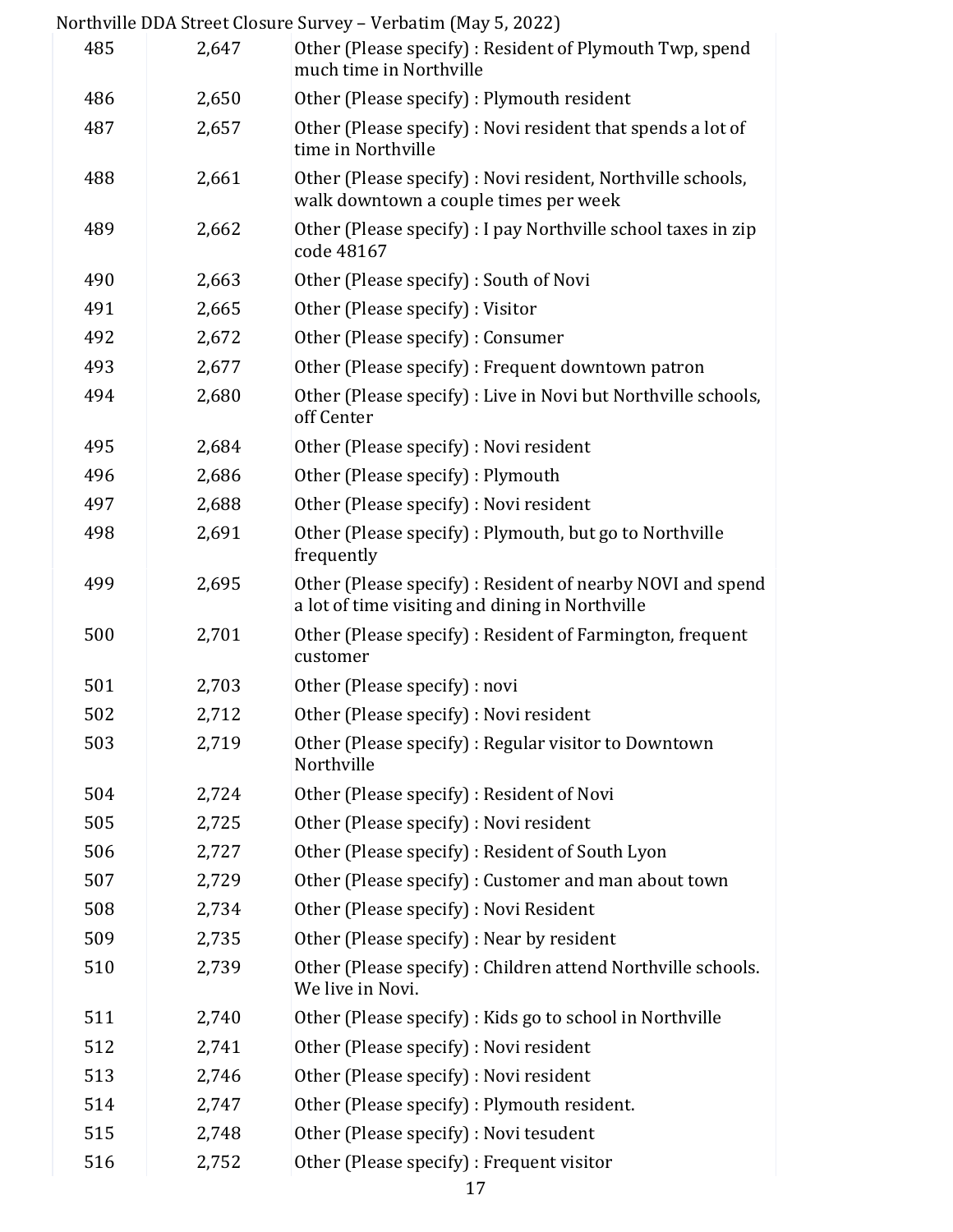| | | |
|---|---|---|
| 485 | 2,647 | Other (Please specify) : Resident of Plymouth Twp, spend much time in Northville |
| 486 | 2,650 | Other (Please specify) : Plymouth resident |
| 487 | 2,657 | Other (Please specify) : Novi resident that spends a lot of time in Northville |
| 488 | 2,661 | Other (Please specify) : Novi resident, Northville schools, walk downtown a couple times per week |
| 489 | 2,662 | Other (Please specify) : I pay Northville school taxes in zip code 48167 |
| 490 | 2,663 | Other (Please specify) : South of Novi |
| 491 | 2,665 | Other (Please specify) : Visitor |
| 492 | 2,672 | Other (Please specify) : Consumer |
| 493 | 2,677 | Other (Please specify) : Frequent downtown patron |
| 494 | 2,680 | Other (Please specify) : Live in Novi but Northville schools, off Center |
| 495 | 2,684 | Other (Please specify) : Novi resident |
| 496 | 2,686 | Other (Please specify) : Plymouth |
| 497 | 2,688 | Other (Please specify) : Novi resident |
| 498 | 2,691 | Other (Please specify) : Plymouth, but go to Northville frequently |
| 499 | 2,695 | Other (Please specify) : Resident of nearby NOVI and spend a lot of time visiting and dining in Northville |
| 500 | 2,701 | Other (Please specify) : Resident of Farmington, frequent customer |
| 501 | 2,703 | Other (Please specify) : novi |
| 502 | 2,712 | Other (Please specify) : Novi resident |
| 503 | 2,719 | Other (Please specify) : Regular visitor to Downtown Northville |
| 504 | 2,724 | Other (Please specify) : Resident of Novi |
| 505 | 2,725 | Other (Please specify) : Novi resident |
| 506 | 2,727 | Other (Please specify) : Resident of South Lyon |
| 507 | 2,729 | Other (Please specify) : Customer and man about town |
| 508 | 2,734 | Other (Please specify) : Novi Resident |
| 509 | 2,735 | Other (Please specify) : Near by resident |
| 510 | 2,739 | Other (Please specify) : Children attend Northville schools. We live in Novi. |
| 511 | 2,740 | Other (Please specify) : Kids go to school in Northville |
| 512 | 2,741 | Other (Please specify) : Novi resident |
| 513 | 2,746 | Other (Please specify) : Novi resident |
| 514 | 2,747 | Other (Please specify) : Plymouth resident. |
| 515 | 2,748 | Other (Please specify) : Novi tesudent |
| 516 | 2,752 | Other (Please specify) : Frequent visitor |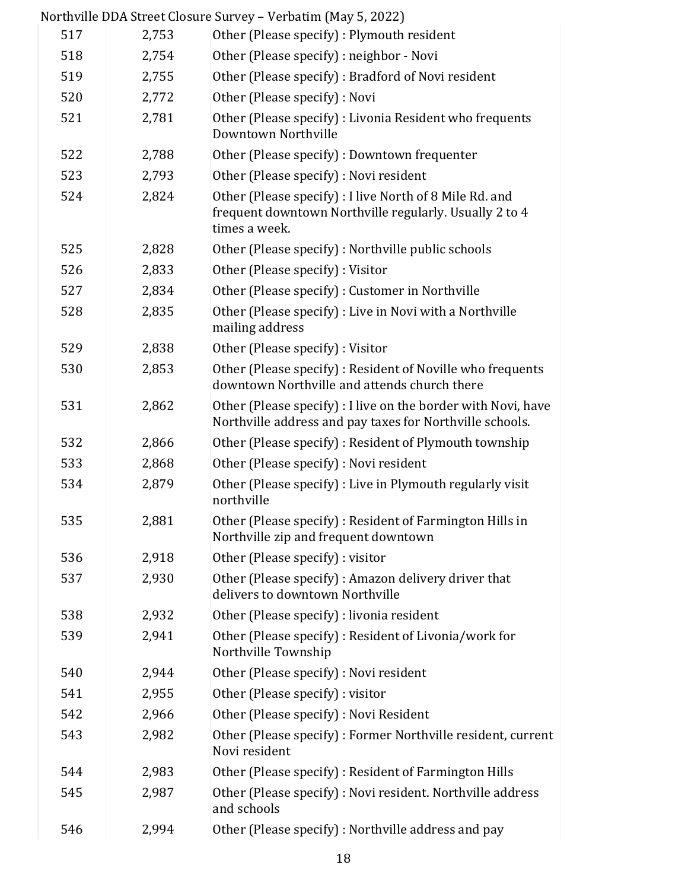| | | |
|---|---|---|
| 517 | 2,753 | Other (Please specify) : Plymouth resident |
| 518 | 2,754 | Other (Please specify) : neighbor - Novi |
| 519 | 2,755 | Other (Please specify) : Bradford of Novi resident |
| 520 | 2,772 | Other (Please specify) : Novi |
| 521 | 2,781 | Other (Please specify) : Livonia Resident who frequents Downtown Northville |
| 522 | 2,788 | Other (Please specify) : Downtown frequenter |
| 523 | 2,793 | Other (Please specify) : Novi resident |
| 524 | 2,824 | Other (Please specify) : I live North of 8 Mile Rd. and frequent downtown Northville regularly. Usually 2 to 4 times a week. |
| 525 | 2,828 | Other (Please specify) : Northville public schools |
| 526 | 2,833 | Other (Please specify) : Visitor |
| 527 | 2,834 | Other (Please specify) : Customer in Northville |
| 528 | 2,835 | Other (Please specify) : Live in Novi with a Northville mailing address |
| 529 | 2,838 | Other (Please specify) : Visitor |
| 530 | 2,853 | Other (Please specify) : Resident of Noville who frequents downtown Northville and attends church there |
| 531 | 2,862 | Other (Please specify) : I live on the border with Novi, have Northville address and pay taxes for Northville schools. |
| 532 | 2,866 | Other (Please specify) : Resident of Plymouth township |
| 533 | 2,868 | Other (Please specify) : Novi resident |
| 534 | 2,879 | Other (Please specify) : Live in Plymouth regularly visit northville |
| 535 | 2,881 | Other (Please specify) : Resident of Farmington Hills in Northville zip and frequent downtown |
| 536 | 2,918 | Other (Please specify) : visitor |
| 537 | 2,930 | Other (Please specify) : Amazon delivery driver that delivers to downtown Northville |
| 538 | 2,932 | Other (Please specify) : livonia resident |
| 539 | 2,941 | Other (Please specify) : Resident of Livonia/work for Northville Township |
| 540 | 2,944 | Other (Please specify) : Novi resident |
| 541 | 2,955 | Other (Please specify) : visitor |
| 542 | 2,966 | Other (Please specify) : Novi Resident |
| 543 | 2,982 | Other (Please specify) : Former Northville resident, current Novi resident |
| 544 | 2,983 | Other (Please specify) : Resident of Farmington Hills |
| 545 | 2,987 | Other (Please specify) : Novi resident. Northville address and schools |
| 546 | 2,994 | Other (Please specify) : Northville address and pay |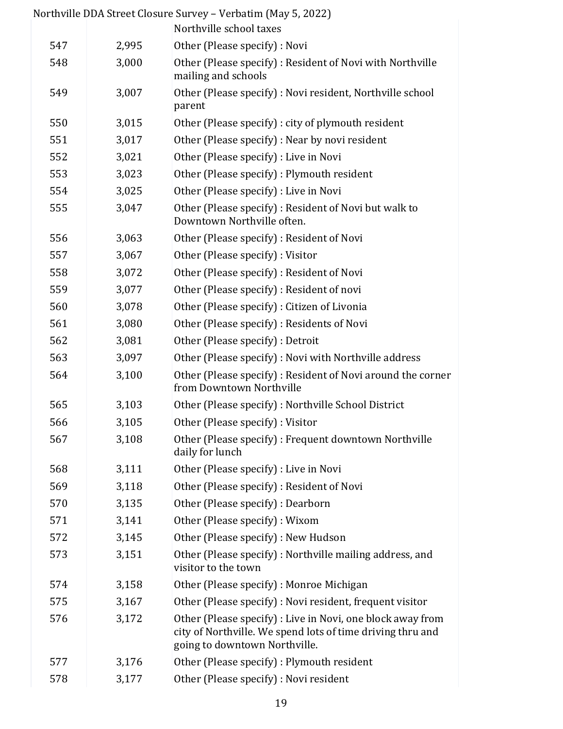| | | |
|---|---|---|
| | | Northville school taxes |
| 547 | 2,995 | Other (Please specify) : Novi |
| 548 | 3,000 | Other (Please specify) : Resident of Novi with Northville mailing and schools |
| 549 | 3,007 | Other (Please specify) : Novi resident, Northville school parent |
| 550 | 3,015 | Other (Please specify) : city of plymouth resident |
| 551 | 3,017 | Other (Please specify) : Near by novi resident |
| 552 | 3,021 | Other (Please specify) : Live in Novi |
| 553 | 3,023 | Other (Please specify) : Plymouth resident |
| 554 | 3,025 | Other (Please specify) : Live in Novi |
| 555 | 3,047 | Other (Please specify) : Resident of Novi but walk to Downtown Northville often. |
| 556 | 3,063 | Other (Please specify) : Resident of Novi |
| 557 | 3,067 | Other (Please specify) : Visitor |
| 558 | 3,072 | Other (Please specify) : Resident of Novi |
| 559 | 3,077 | Other (Please specify) : Resident of novi |
| 560 | 3,078 | Other (Please specify) : Citizen of Livonia |
| 561 | 3,080 | Other (Please specify) : Residents of Novi |
| 562 | 3,081 | Other (Please specify) : Detroit |
| 563 | 3,097 | Other (Please specify) : Novi with Northville address |
| 564 | 3,100 | Other (Please specify) : Resident of Novi around the corner from Downtown Northville |
| 565 | 3,103 | Other (Please specify) : Northville School District |
| 566 | 3,105 | Other (Please specify) : Visitor |
| 567 | 3,108 | Other (Please specify) : Frequent downtown Northville daily for lunch |
| 568 | 3,111 | Other (Please specify) : Live in Novi |
| 569 | 3,118 | Other (Please specify) : Resident of Novi |
| 570 | 3,135 | Other (Please specify) : Dearborn |
| 571 | 3,141 | Other (Please specify) : Wixom |
| 572 | 3,145 | Other (Please specify) : New Hudson |
| 573 | 3,151 | Other (Please specify) : Northville mailing address, and visitor to the town |
| 574 | 3,158 | Other (Please specify) : Monroe Michigan |
| 575 | 3,167 | Other (Please specify) : Novi resident, frequent visitor |
| 576 | 3,172 | Other (Please specify) : Live in Novi, one block away from city of Northville. We spend lots of time driving thru and going to downtown Northville. |
| 577 | 3,176 | Other (Please specify) : Plymouth resident |
| 578 | 3,177 | Other (Please specify) : Novi resident |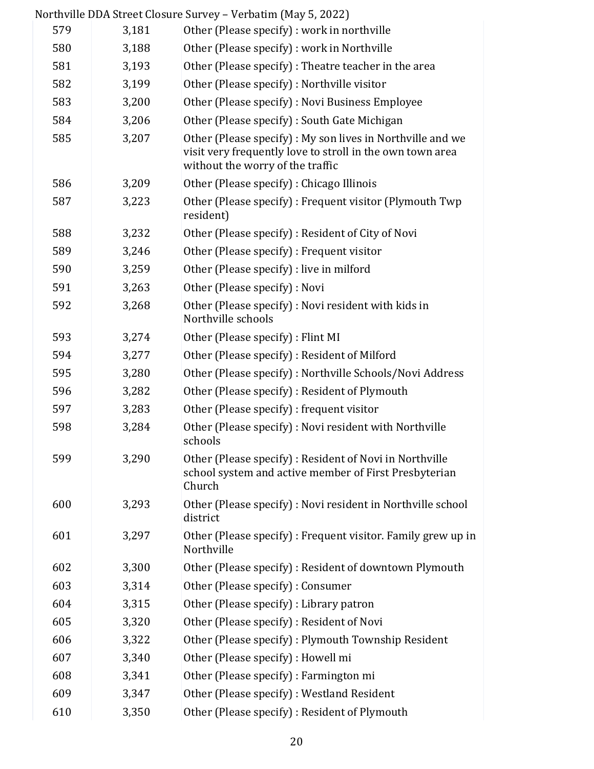| | | |
|---|---|---|
| 579 | 3,181 | Other (Please specify) : work in northville |
| 580 | 3,188 | Other (Please specify) : work in Northville |
| 581 | 3,193 | Other (Please specify) : Theatre teacher in the area |
| 582 | 3,199 | Other (Please specify) : Northville visitor |
| 583 | 3,200 | Other (Please specify) : Novi Business Employee |
| 584 | 3,206 | Other (Please specify) : South Gate Michigan |
| 585 | 3,207 | Other (Please specify) : My son lives in Northville and we visit very frequently love to stroll in the own town area without the worry of the traffic |
| 586 | 3,209 | Other (Please specify) : Chicago Illinois |
| 587 | 3,223 | Other (Please specify) : Frequent visitor (Plymouth Twp resident) |
| 588 | 3,232 | Other (Please specify) : Resident of City of Novi |
| 589 | 3,246 | Other (Please specify) : Frequent visitor |
| 590 | 3,259 | Other (Please specify) : live in milford |
| 591 | 3,263 | Other (Please specify) : Novi |
| 592 | 3,268 | Other (Please specify) : Novi resident with kids in Northville schools |
| 593 | 3,274 | Other (Please specify) : Flint MI |
| 594 | 3,277 | Other (Please specify) : Resident of Milford |
| 595 | 3,280 | Other (Please specify) : Northville Schools/Novi Address |
| 596 | 3,282 | Other (Please specify) : Resident of Plymouth |
| 597 | 3,283 | Other (Please specify) : frequent visitor |
| 598 | 3,284 | Other (Please specify) : Novi resident with Northville schools |
| 599 | 3,290 | Other (Please specify) : Resident of Novi in Northville school system and active member of First Presbyterian Church |
| 600 | 3,293 | Other (Please specify) : Novi resident in Northville school district |
| 601 | 3,297 | Other (Please specify) : Frequent visitor. Family grew up in Northville |
| 602 | 3,300 | Other (Please specify) : Resident of downtown Plymouth |
| 603 | 3,314 | Other (Please specify) : Consumer |
| 604 | 3,315 | Other (Please specify) : Library patron |
| 605 | 3,320 | Other (Please specify) : Resident of Novi |
| 606 | 3,322 | Other (Please specify) : Plymouth Township Resident |
| 607 | 3,340 | Other (Please specify) : Howell mi |
| 608 | 3,341 | Other (Please specify) : Farmington mi |
| 609 | 3,347 | Other (Please specify) : Westland Resident |
| 610 | 3,350 | Other (Please specify) : Resident of Plymouth |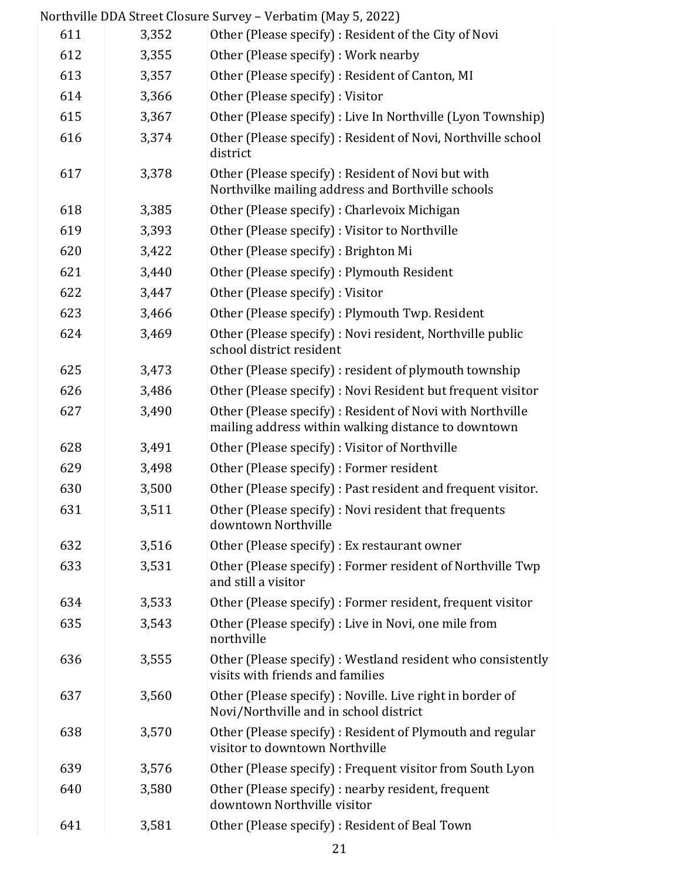| | | |
|---|---|---|
| 611 | 3,352 | Other (Please specify) : Resident of the City of Novi |
| 612 | 3,355 | Other (Please specify) : Work nearby |
| 613 | 3,357 | Other (Please specify) : Resident of Canton, MI |
| 614 | 3,366 | Other (Please specify) : Visitor |
| 615 | 3,367 | Other (Please specify) : Live In Northville (Lyon Township) |
| 616 | 3,374 | Other (Please specify) : Resident of Novi, Northville school district |
| 617 | 3,378 | Other (Please specify) : Resident of Novi but with Northvilke mailing address and Borthville schools |
| 618 | 3,385 | Other (Please specify) : Charlevoix Michigan |
| 619 | 3,393 | Other (Please specify) : Visitor to Northville |
| 620 | 3,422 | Other (Please specify) : Brighton Mi |
| 621 | 3,440 | Other (Please specify) : Plymouth Resident |
| 622 | 3,447 | Other (Please specify) : Visitor |
| 623 | 3,466 | Other (Please specify) : Plymouth Twp. Resident |
| 624 | 3,469 | Other (Please specify) : Novi resident, Northville public school district resident |
| 625 | 3,473 | Other (Please specify) : resident of plymouth township |
| 626 | 3,486 | Other (Please specify) : Novi Resident but frequent visitor |
| 627 | 3,490 | Other (Please specify) : Resident of Novi with Northville mailing address within walking distance to downtown |
| 628 | 3,491 | Other (Please specify) : Visitor of Northville |
| 629 | 3,498 | Other (Please specify) : Former resident |
| 630 | 3,500 | Other (Please specify) : Past resident and frequent visitor. |
| 631 | 3,511 | Other (Please specify) : Novi resident that frequents downtown Northville |
| 632 | 3,516 | Other (Please specify) : Ex restaurant owner |
| 633 | 3,531 | Other (Please specify) : Former resident of Northville Twp and still a visitor |
| 634 | 3,533 | Other (Please specify) : Former resident, frequent visitor |
| 635 | 3,543 | Other (Please specify) : Live in Novi, one mile from northville |
| 636 | 3,555 | Other (Please specify) : Westland resident who consistently visits with friends and families |
| 637 | 3,560 | Other (Please specify) : Noville. Live right in border of Novi/Northville and in school district |
| 638 | 3,570 | Other (Please specify) : Resident of Plymouth and regular visitor to downtown Northville |
| 639 | 3,576 | Other (Please specify) : Frequent visitor from South Lyon |
| 640 | 3,580 | Other (Please specify) : nearby resident, frequent downtown Northville visitor |
| 641 | 3,581 | Other (Please specify) : Resident of Beal Town |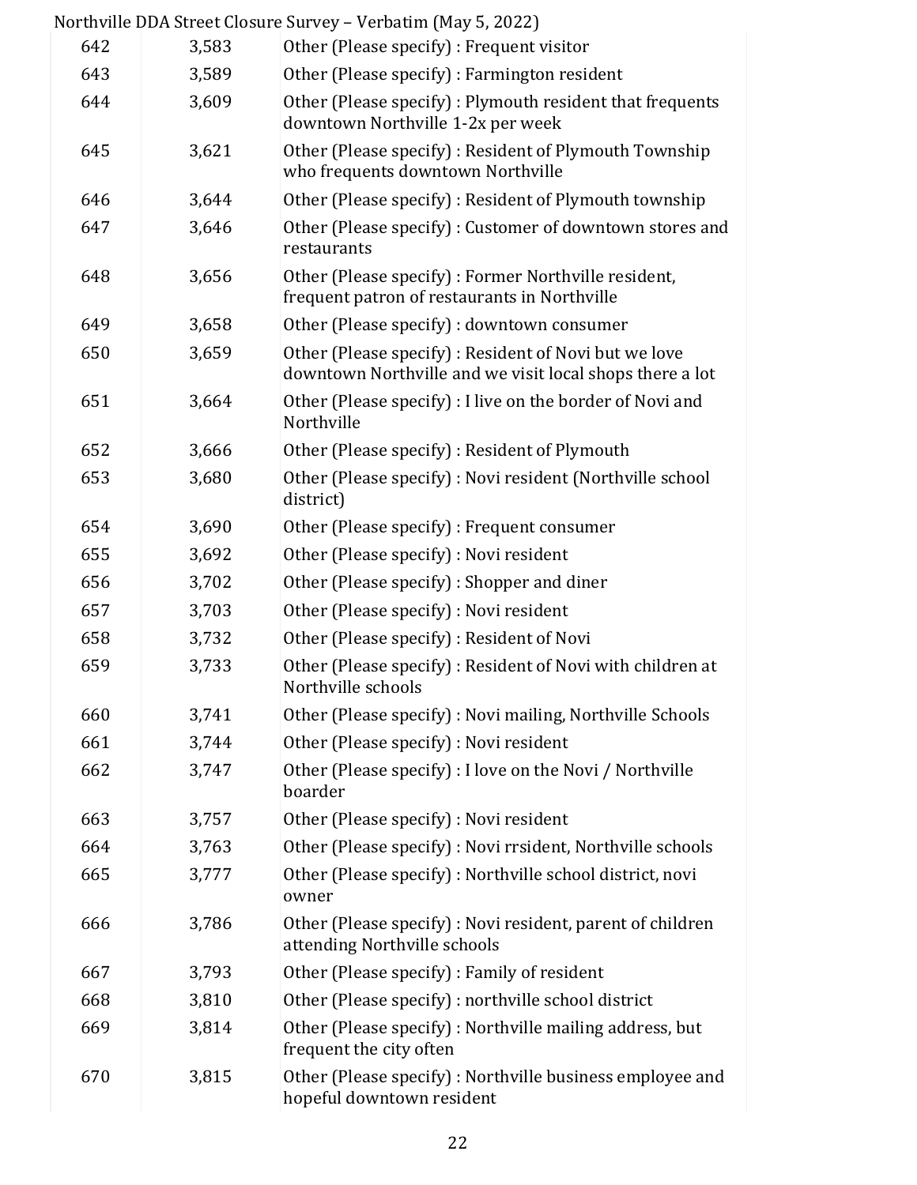| | | |
|---|---|---|
| 642 | 3,583 | Other (Please specify) : Frequent visitor |
| 643 | 3,589 | Other (Please specify) : Farmington resident |
| 644 | 3,609 | Other (Please specify) : Plymouth resident that frequents downtown Northville 1-2x per week |
| 645 | 3,621 | Other (Please specify) : Resident of Plymouth Township who frequents downtown Northville |
| 646 | 3,644 | Other (Please specify) : Resident of Plymouth township |
| 647 | 3,646 | Other (Please specify) : Customer of downtown stores and restaurants |
| 648 | 3,656 | Other (Please specify) : Former Northville resident, frequent patron of restaurants in Northville |
| 649 | 3,658 | Other (Please specify) : downtown consumer |
| 650 | 3,659 | Other (Please specify) : Resident of Novi but we love downtown Northville and we visit local shops there a lot |
| 651 | 3,664 | Other (Please specify) : I live on the border of Novi and Northville |
| 652 | 3,666 | Other (Please specify) : Resident of Plymouth |
| 653 | 3,680 | Other (Please specify) : Novi resident (Northville school district) |
| 654 | 3,690 | Other (Please specify) : Frequent consumer |
| 655 | 3,692 | Other (Please specify) : Novi resident |
| 656 | 3,702 | Other (Please specify) : Shopper and diner |
| 657 | 3,703 | Other (Please specify) : Novi resident |
| 658 | 3,732 | Other (Please specify) : Resident of Novi |
| 659 | 3,733 | Other (Please specify) : Resident of Novi with children at Northville schools |
| 660 | 3,741 | Other (Please specify) : Novi mailing, Northville Schools |
| 661 | 3,744 | Other (Please specify) : Novi resident |
| 662 | 3,747 | Other (Please specify) : I love on the Novi / Northville boarder |
| 663 | 3,757 | Other (Please specify) : Novi resident |
| 664 | 3,763 | Other (Please specify) : Novi rrsident, Northville schools |
| 665 | 3,777 | Other (Please specify) : Northville school district, novi owner |
| 666 | 3,786 | Other (Please specify) : Novi resident, parent of children attending Northville schools |
| 667 | 3,793 | Other (Please specify) : Family of resident |
| 668 | 3,810 | Other (Please specify) : northville school district |
| 669 | 3,814 | Other (Please specify) : Northville mailing address, but frequent the city often |
| 670 | 3,815 | Other (Please specify) : Northville business employee and hopeful downtown resident |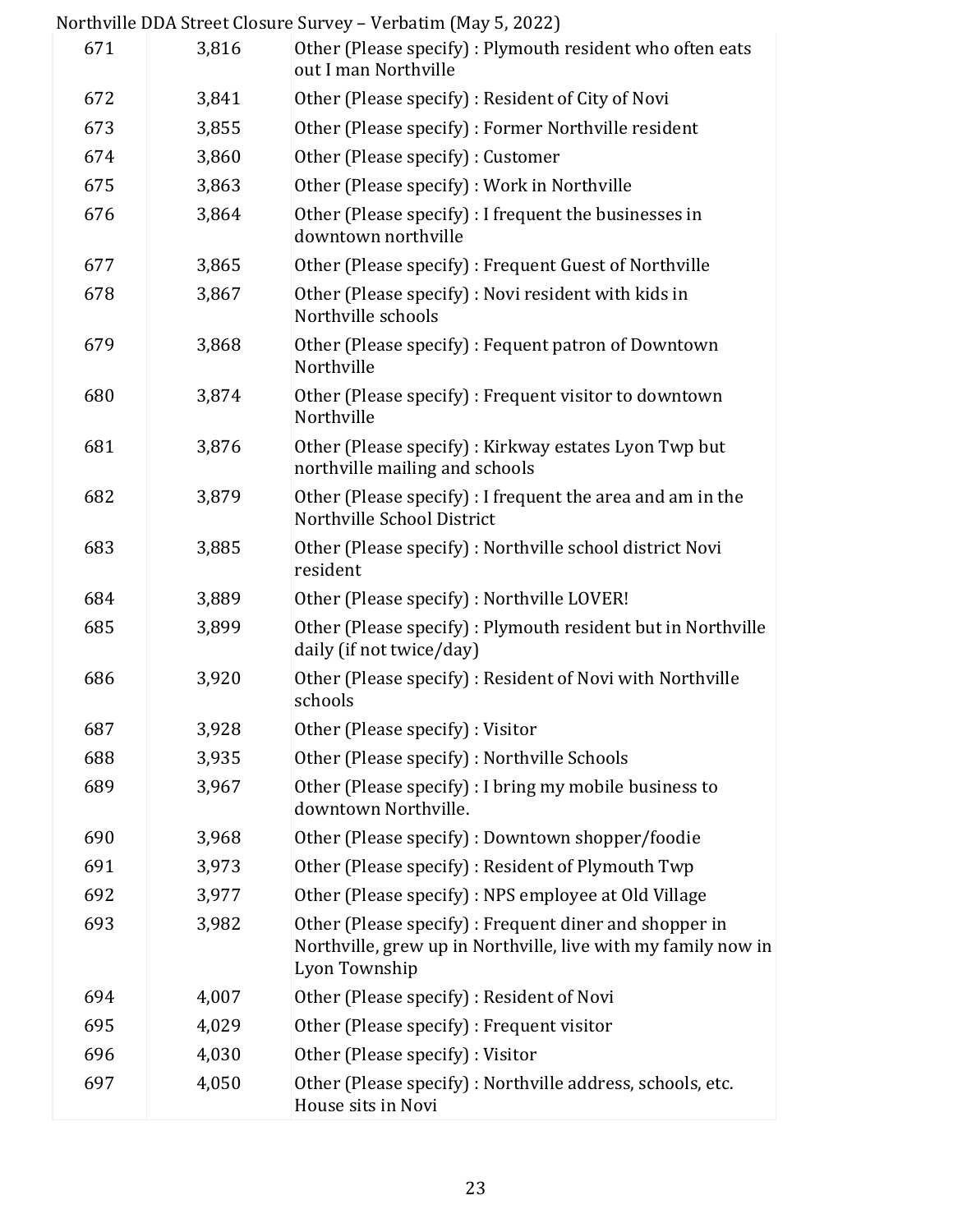| | | |
|---|---|---|
| 671 | 3,816 | Other (Please specify) : Plymouth resident who often eats out I man Northville |
| 672 | 3,841 | Other (Please specify) : Resident of City of Novi |
| 673 | 3,855 | Other (Please specify) : Former Northville resident |
| 674 | 3,860 | Other (Please specify) : Customer |
| 675 | 3,863 | Other (Please specify) : Work in Northville |
| 676 | 3,864 | Other (Please specify) : I frequent the businesses in downtown northville |
| 677 | 3,865 | Other (Please specify) : Frequent Guest of Northville |
| 678 | 3,867 | Other (Please specify) : Novi resident with kids in Northville schools |
| 679 | 3,868 | Other (Please specify) : Fequent patron of Downtown Northville |
| 680 | 3,874 | Other (Please specify) : Frequent visitor to downtown Northville |
| 681 | 3,876 | Other (Please specify) : Kirkway estates Lyon Twp but northville mailing and schools |
| 682 | 3,879 | Other (Please specify) : I frequent the area and am in the Northville School District |
| 683 | 3,885 | Other (Please specify) : Northville school district Novi resident |
| 684 | 3,889 | Other (Please specify) : Northville LOVER! |
| 685 | 3,899 | Other (Please specify) : Plymouth resident but in Northville daily (if not twice/day) |
| 686 | 3,920 | Other (Please specify) : Resident of Novi with Northville schools |
| 687 | 3,928 | Other (Please specify) : Visitor |
| 688 | 3,935 | Other (Please specify) : Northville Schools |
| 689 | 3,967 | Other (Please specify) : I bring my mobile business to downtown Northville. |
| 690 | 3,968 | Other (Please specify) : Downtown shopper/foodie |
| 691 | 3,973 | Other (Please specify) : Resident of Plymouth Twp |
| 692 | 3,977 | Other (Please specify) : NPS employee at Old Village |
| 693 | 3,982 | Other (Please specify) : Frequent diner and shopper in Northville, grew up in Northville, live with my family now in Lyon Township |
| 694 | 4,007 | Other (Please specify) : Resident of Novi |
| 695 | 4,029 | Other (Please specify) : Frequent visitor |
| 696 | 4,030 | Other (Please specify) : Visitor |
| 697 | 4,050 | Other (Please specify) : Northville address, schools, etc. House sits in Novi |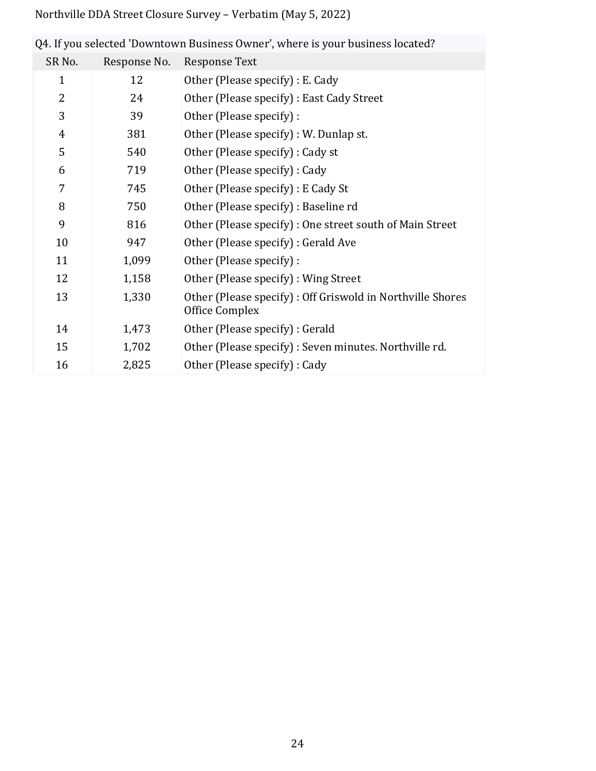| Q4. If you selected 'Downtown Business Owner', where is your business located? | | |
|---|---|---|
| SR No. | Response No. | Response Text |
| 1 | 12 | Other (Please specify) : E. Cady |
| 2 | 24 | Other (Please specify) : East Cady Street |
| 3 | 39 | Other (Please specify) : |
| 4 | 381 | Other (Please specify) : W. Dunlap st. |
| 5 | 540 | Other (Please specify) : Cady st |
| 6 | 719 | Other (Please specify) : Cady |
| 7 | 745 | Other (Please specify) : E Cady St |
| 8 | 750 | Other (Please specify) : Baseline rd |
| 9 | 816 | Other (Please specify) : One street south of Main Street |
| 10 | 947 | Other (Please specify) : Gerald Ave |
| 11 | 1,099 | Other (Please specify) : |
| 12 | 1,158 | Other (Please specify) : Wing Street |
| 13 | 1,330 | Other (Please specify) : Off Griswold in Northville Shores Office Complex |
| 14 | 1,473 | Other (Please specify) : Gerald |
| 15 | 1,702 | Other (Please specify) : Seven minutes. Northville rd. |
| 16 | 2,825 | Other (Please specify) : Cady |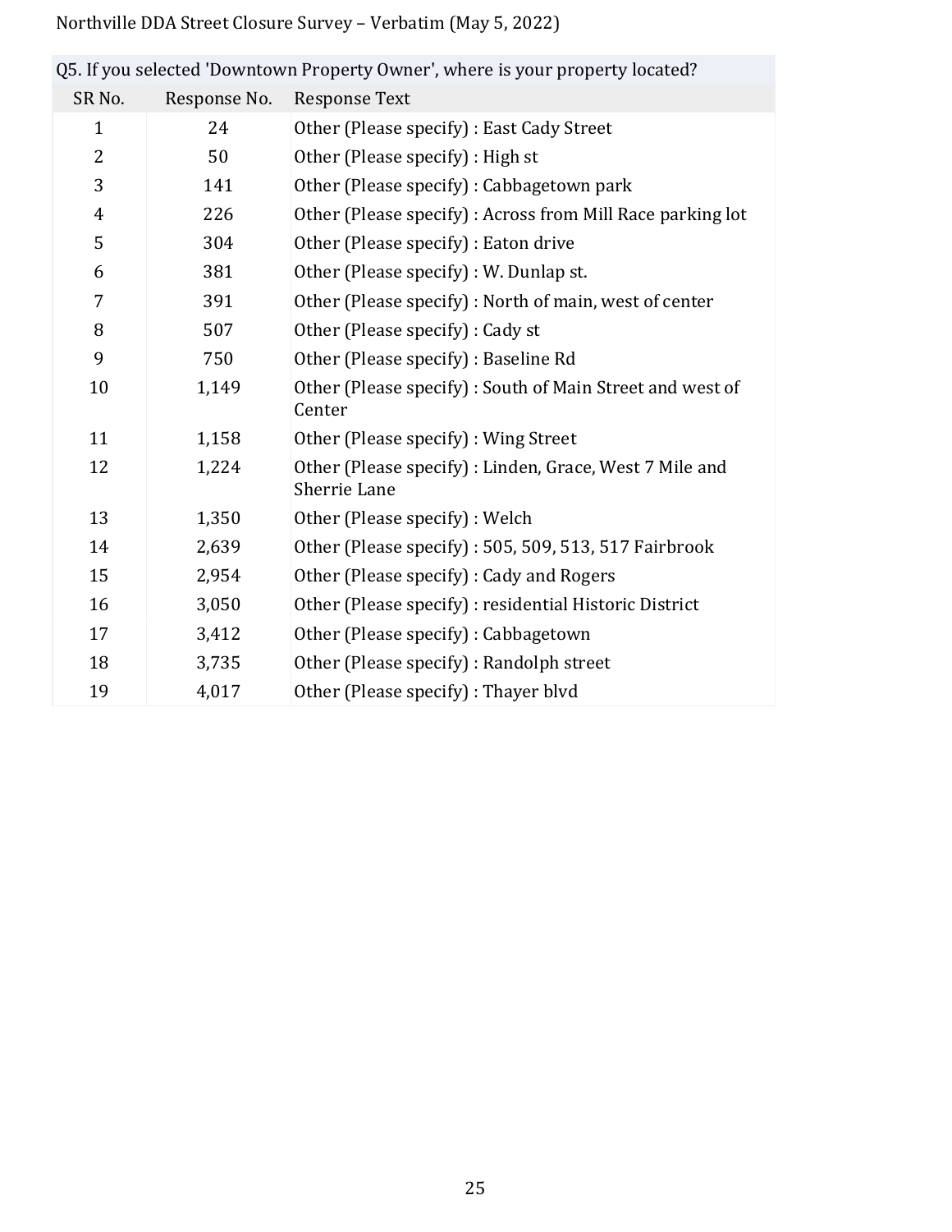| Q5. If you selected 'Downtown Property Owner', where is your property located? | | |
|---|---|---|
| SR No. | Response No. | Response Text |
| 1 | 24 | Other (Please specify) : East Cady Street |
| 2 | 50 | Other (Please specify) : High st |
| 3 | 141 | Other (Please specify) : Cabbagetown park |
| 4 | 226 | Other (Please specify) : Across from Mill Race parking lot |
| 5 | 304 | Other (Please specify) : Eaton drive |
| 6 | 381 | Other (Please specify) : W. Dunlap st. |
| 7 | 391 | Other (Please specify) : North of main, west of center |
| 8 | 507 | Other (Please specify) : Cady st |
| 9 | 750 | Other (Please specify) : Baseline Rd |
| 10 | 1,149 | Other (Please specify) : South of Main Street and west of Center |
| 11 | 1,158 | Other (Please specify) : Wing Street |
| 12 | 1,224 | Other (Please specify) : Linden, Grace, West 7 Mile and Sherrie Lane |
| 13 | 1,350 | Other (Please specify) : Welch |
| 14 | 2,639 | Other (Please specify) : 505, 509, 513, 517 Fairbrook |
| 15 | 2,954 | Other (Please specify) : Cady and Rogers |
| 16 | 3,050 | Other (Please specify) : residential Historic District |
| 17 | 3,412 | Other (Please specify) : Cabbagetown |
| 18 | 3,735 | Other (Please specify) : Randolph street |
| 19 | 4,017 | Other (Please specify) : Thayer blvd |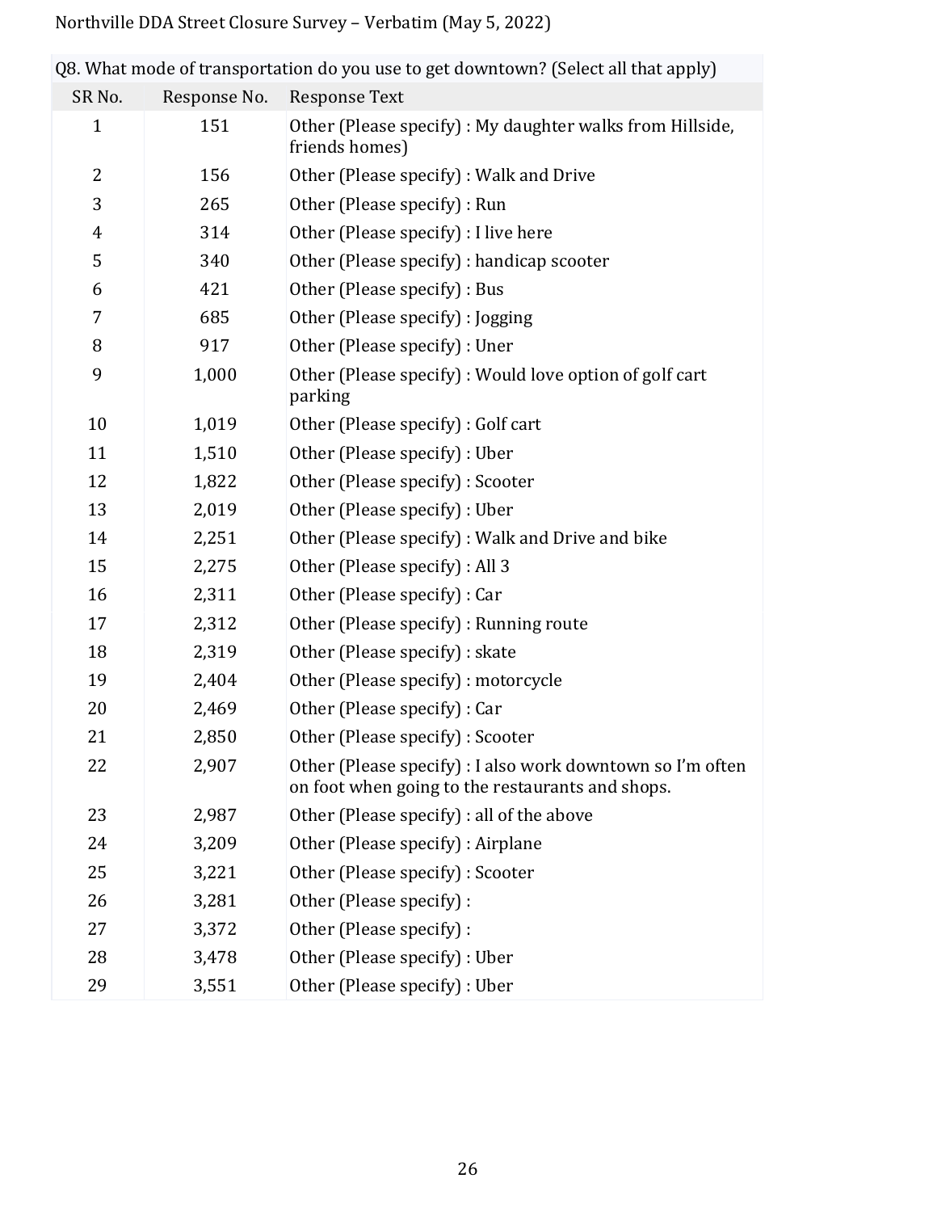Q8. What mode of transportation do you use to get downtown? (Select all that apply)

| SR No. | Response No. | Response Text |
|---|---|---|
| 1 | 151 | Other (Please specify) : My daughter walks from Hillside, friends homes) |
| 2 | 156 | Other (Please specify) : Walk and Drive |
| 3 | 265 | Other (Please specify) : Run |
| 4 | 314 | Other (Please specify) : I live here |
| 5 | 340 | Other (Please specify) : handicap scooter |
| 6 | 421 | Other (Please specify) : Bus |
| 7 | 685 | Other (Please specify) : Jogging |
| 8 | 917 | Other (Please specify) : Uner |
| 9 | 1,000 | Other (Please specify) : Would love option of golf cart parking |
| 10 | 1,019 | Other (Please specify) : Golf cart |
| 11 | 1,510 | Other (Please specify) : Uber |
| 12 | 1,822 | Other (Please specify) : Scooter |
| 13 | 2,019 | Other (Please specify) : Uber |
| 14 | 2,251 | Other (Please specify) : Walk and Drive and bike |
| 15 | 2,275 | Other (Please specify) : All 3 |
| 16 | 2,311 | Other (Please specify) : Car |
| 17 | 2,312 | Other (Please specify) : Running route |
| 18 | 2,319 | Other (Please specify) : skate |
| 19 | 2,404 | Other (Please specify) : motorcycle |
| 20 | 2,469 | Other (Please specify) : Car |
| 21 | 2,850 | Other (Please specify) : Scooter |
| 22 | 2,907 | Other (Please specify) : I also work downtown so I'm often on foot when going to the restaurants and shops. |
| 23 | 2,987 | Other (Please specify) : all of the above |
| 24 | 3,209 | Other (Please specify) : Airplane |
| 25 | 3,221 | Other (Please specify) : Scooter |
| 26 | 3,281 | Other (Please specify) : |
| 27 | 3,372 | Other (Please specify) : |
| 28 | 3,478 | Other (Please specify) : Uber |
| 29 | 3,551 | Other (Please specify) : Uber |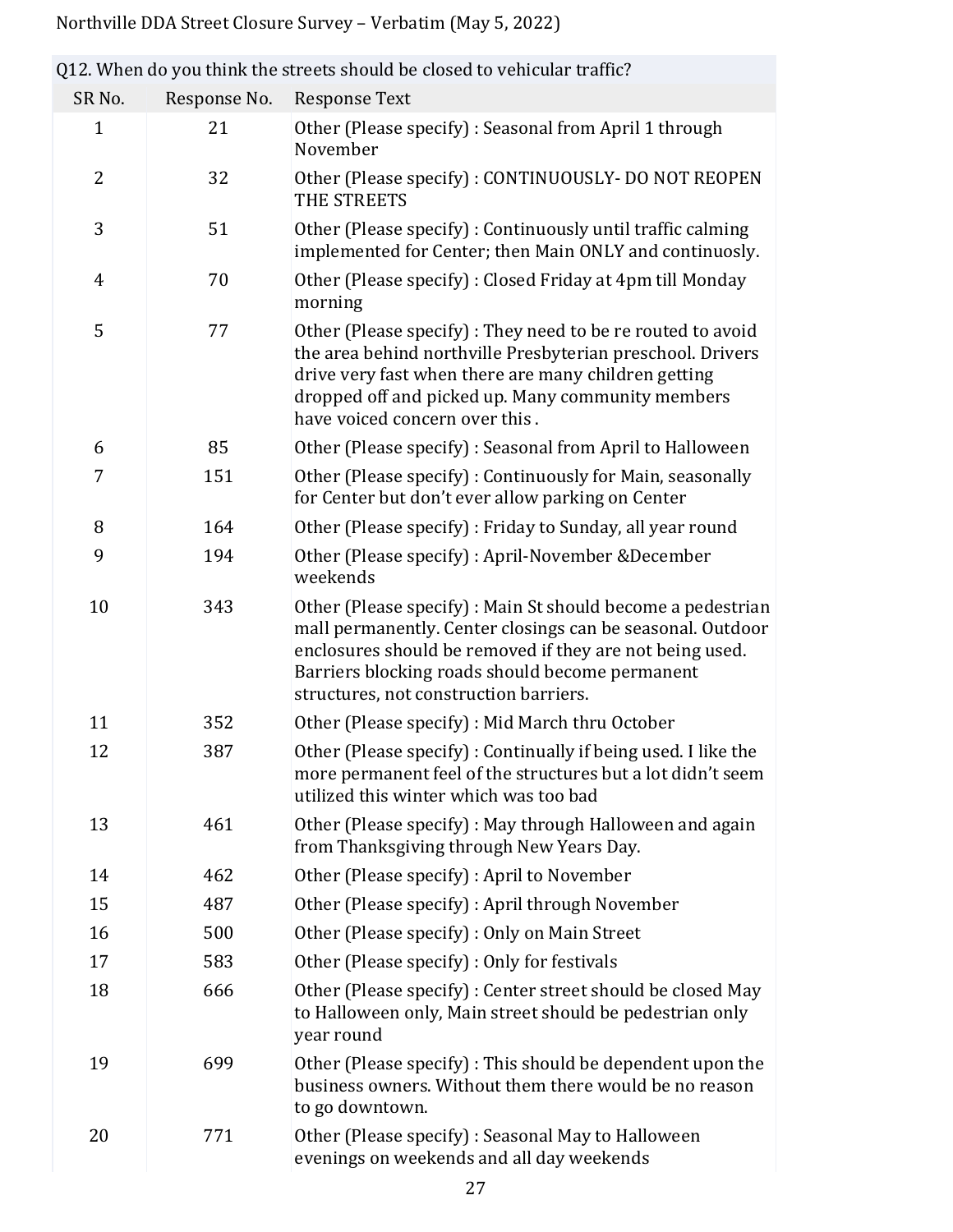Q12. When do you think the streets should be closed to vehicular traffic?

| SR No. | Response No. | Response Text |
|---|---|---|
| 1 | 21 | Other (Please specify) : Seasonal from April 1 through November |
| 2 | 32 | Other (Please specify) : CONTINUOUSLY- DO NOT REOPEN THE STREETS |
| 3 | 51 | Other (Please specify) : Continuously until traffic calming implemented for Center; then Main ONLY and continuosly. |
| 4 | 70 | Other (Please specify) : Closed Friday at 4pm till Monday morning |
| 5 | 77 | Other (Please specify) : They need to be re routed to avoid the area behind northville Presbyterian preschool. Drivers drive very fast when there are many children getting dropped off and picked up. Many community members have voiced concern over this . |
| 6 | 85 | Other (Please specify) : Seasonal from April to Halloween |
| 7 | 151 | Other (Please specify) : Continuously for Main, seasonally for Center but don't ever allow parking on Center |
| 8 | 164 | Other (Please specify) : Friday to Sunday, all year round |
| 9 | 194 | Other (Please specify) : April-November &December weekends |
| 10 | 343 | Other (Please specify) : Main St should become a pedestrian mall permanently. Center closings can be seasonal. Outdoor enclosures should be removed if they are not being used. Barriers blocking roads should become permanent structures, not construction barriers. |
| 11 | 352 | Other (Please specify) : Mid March thru October |
| 12 | 387 | Other (Please specify) : Continually if being used. I like the more permanent feel of the structures but a lot didn't seem utilized this winter which was too bad |
| 13 | 461 | Other (Please specify) : May through Halloween and again from Thanksgiving through New Years Day. |
| 14 | 462 | Other (Please specify) : April to November |
| 15 | 487 | Other (Please specify) : April through November |
| 16 | 500 | Other (Please specify) : Only on Main Street |
| 17 | 583 | Other (Please specify) : Only for festivals |
| 18 | 666 | Other (Please specify) : Center street should be closed May to Halloween only, Main street should be pedestrian only year round |
| 19 | 699 | Other (Please specify) : This should be dependent upon the business owners. Without them there would be no reason to go downtown. |
| 20 | 771 | Other (Please specify) : Seasonal May to Halloween evenings on weekends and all day weekends |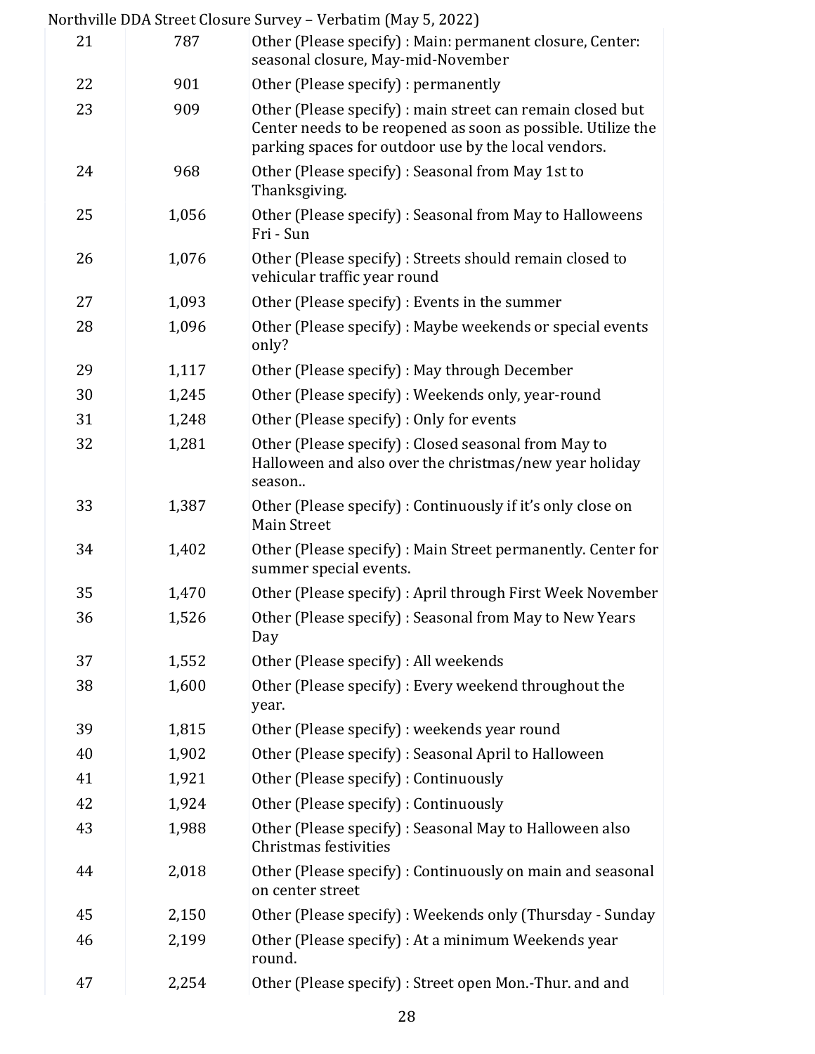| | | |
|---|---|---|
| 21 | 787 | Other (Please specify) : Main: permanent closure, Center: seasonal closure, May-mid-November |
| 22 | 901 | Other (Please specify) : permanently |
| 23 | 909 | Other (Please specify) : main street can remain closed but Center needs to be reopened as soon as possible. Utilize the parking spaces for outdoor use by the local vendors. |
| 24 | 968 | Other (Please specify) : Seasonal from May 1st to Thanksgiving. |
| 25 | 1,056 | Other (Please specify) : Seasonal from May to Halloweens Fri - Sun |
| 26 | 1,076 | Other (Please specify) : Streets should remain closed to vehicular traffic year round |
| 27 | 1,093 | Other (Please specify) : Events in the summer |
| 28 | 1,096 | Other (Please specify) : Maybe weekends or special events only? |
| 29 | 1,117 | Other (Please specify) : May through December |
| 30 | 1,245 | Other (Please specify) : Weekends only, year-round |
| 31 | 1,248 | Other (Please specify) : Only for events |
| 32 | 1,281 | Other (Please specify) : Closed seasonal from May to Halloween and also over the christmas/new year holiday season.. |
| 33 | 1,387 | Other (Please specify) : Continuously if it's only close on Main Street |
| 34 | 1,402 | Other (Please specify) : Main Street permanently. Center for summer special events. |
| 35 | 1,470 | Other (Please specify) : April through First Week November |
| 36 | 1,526 | Other (Please specify) : Seasonal from May to New Years Day |
| 37 | 1,552 | Other (Please specify) : All weekends |
| 38 | 1,600 | Other (Please specify) : Every weekend throughout the year. |
| 39 | 1,815 | Other (Please specify) : weekends year round |
| 40 | 1,902 | Other (Please specify) : Seasonal April to Halloween |
| 41 | 1,921 | Other (Please specify) : Continuously |
| 42 | 1,924 | Other (Please specify) : Continuously |
| 43 | 1,988 | Other (Please specify) : Seasonal May to Halloween also Christmas festivities |
| 44 | 2,018 | Other (Please specify) : Continuously on main and seasonal on center street |
| 45 | 2,150 | Other (Please specify) : Weekends only (Thursday - Sunday |
| 46 | 2,199 | Other (Please specify) : At a minimum Weekends year round. |
| 47 | 2,254 | Other (Please specify) : Street open Mon.-Thur. and and |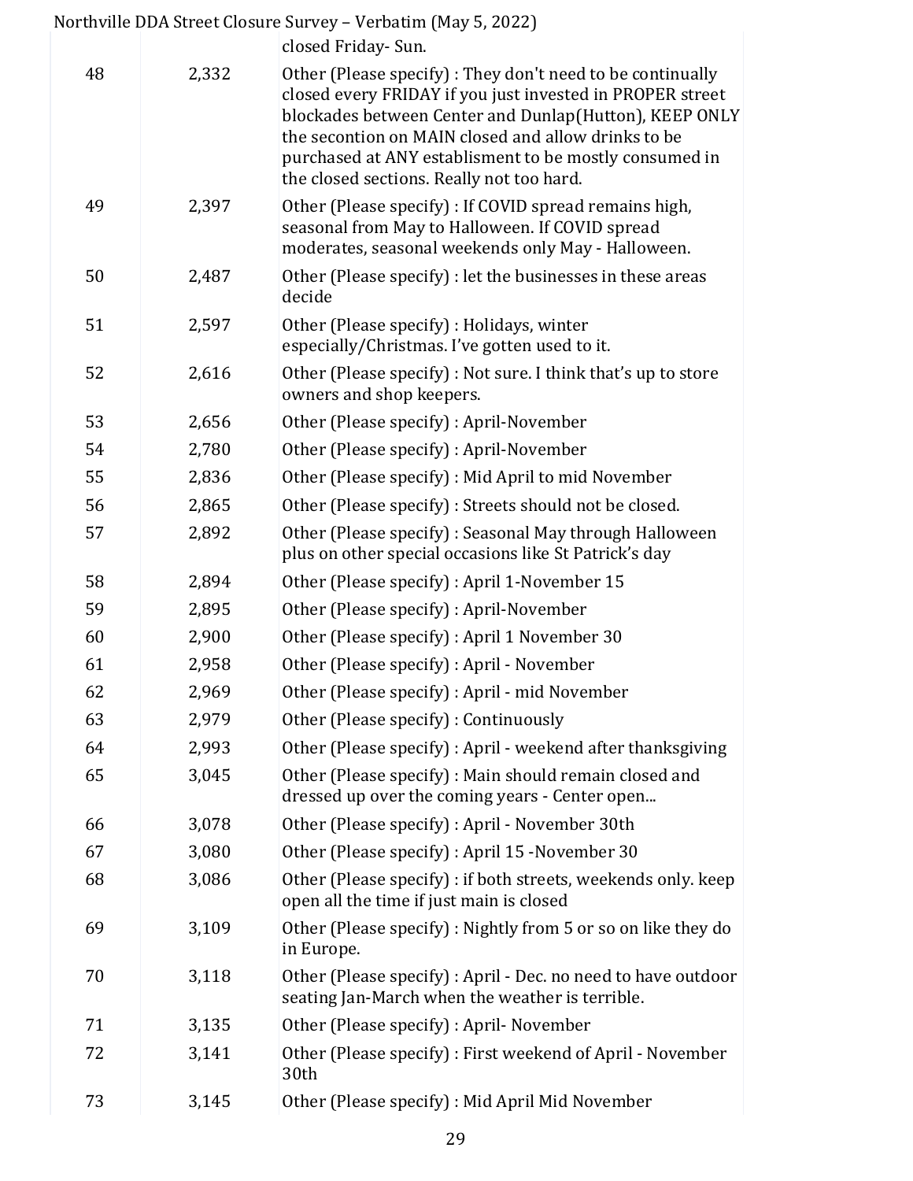| | | |
|---|---|---|
| | | closed Friday- Sun. |
| 48 | 2,332 | Other (Please specify) : They don't need to be continually closed every FRIDAY if you just invested in PROPER street blockades between Center and Dunlap(Hutton), KEEP ONLY the secontion on MAIN closed and allow drinks to be purchased at ANY establisment to be mostly consumed in the closed sections. Really not too hard. |
| 49 | 2,397 | Other (Please specify) : If COVID spread remains high, seasonal from May to Halloween. If COVID spread moderates, seasonal weekends only May - Halloween. |
| 50 | 2,487 | Other (Please specify) : let the businesses in these areas decide |
| 51 | 2,597 | Other (Please specify) : Holidays, winter especially/Christmas. I've gotten used to it. |
| 52 | 2,616 | Other (Please specify) : Not sure. I think that's up to store owners and shop keepers. |
| 53 | 2,656 | Other (Please specify) : April-November |
| 54 | 2,780 | Other (Please specify) : April-November |
| 55 | 2,836 | Other (Please specify) : Mid April to mid November |
| 56 | 2,865 | Other (Please specify) : Streets should not be closed. |
| 57 | 2,892 | Other (Please specify) : Seasonal May through Halloween plus on other special occasions like St Patrick's day |
| 58 | 2,894 | Other (Please specify) : April 1-November 15 |
| 59 | 2,895 | Other (Please specify) : April-November |
| 60 | 2,900 | Other (Please specify) : April 1 November 30 |
| 61 | 2,958 | Other (Please specify) : April - November |
| 62 | 2,969 | Other (Please specify) : April - mid November |
| 63 | 2,979 | Other (Please specify) : Continuously |
| 64 | 2,993 | Other (Please specify) : April - weekend after thanksgiving |
| 65 | 3,045 | Other (Please specify) : Main should remain closed and dressed up over the coming years - Center open... |
| 66 | 3,078 | Other (Please specify) : April - November 30th |
| 67 | 3,080 | Other (Please specify) : April 15 -November 30 |
| 68 | 3,086 | Other (Please specify) : if both streets, weekends only. keep open all the time if just main is closed |
| 69 | 3,109 | Other (Please specify) : Nightly from 5 or so on like they do in Europe. |
| 70 | 3,118 | Other (Please specify) : April - Dec. no need to have outdoor seating Jan-March when the weather is terrible. |
| 71 | 3,135 | Other (Please specify) : April- November |
| 72 | 3,141 | Other (Please specify) : First weekend of April - November 30th |
| 73 | 3,145 | Other (Please specify) : Mid April Mid November |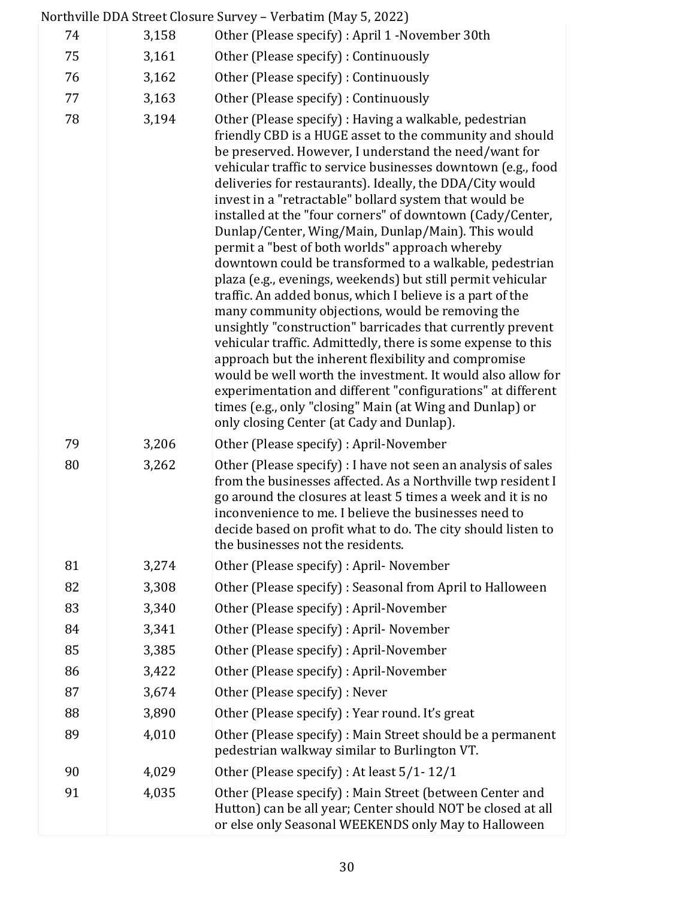| | | |
|---|---|---|
| 74 | 3,158 | Other (Please specify) : April 1 -November 30th |
| 75 | 3,161 | Other (Please specify) : Continuously |
| 76 | 3,162 | Other (Please specify) : Continuously |
| 77 | 3,163 | Other (Please specify) : Continuously |
| 78 | 3,194 | Other (Please specify) : Having a walkable, pedestrian friendly CBD is a HUGE asset to the community and should be preserved. However, I understand the need/want for vehicular traffic to service businesses downtown (e.g., food deliveries for restaurants). Ideally, the DDA/City would invest in a "retractable" bollard system that would be installed at the "four corners" of downtown (Cady/Center, Dunlap/Center, Wing/Main, Dunlap/Main). This would permit a "best of both worlds" approach whereby downtown could be transformed to a walkable, pedestrian plaza (e.g., evenings, weekends) but still permit vehicular traffic. An added bonus, which I believe is a part of the many community objections, would be removing the unsightly "construction" barricades that currently prevent vehicular traffic. Admittedly, there is some expense to this approach but the inherent flexibility and compromise would be well worth the investment. It would also allow for experimentation and different "configurations" at different times (e.g., only "closing" Main (at Wing and Dunlap) or only closing Center (at Cady and Dunlap). |
| 79 | 3,206 | Other (Please specify) : April-November |
| 80 | 3,262 | Other (Please specify) : I have not seen an analysis of sales from the businesses affected. As a Northville twp resident I go around the closures at least 5 times a week and it is no inconvenience to me. I believe the businesses need to decide based on profit what to do. The city should listen to the businesses not the residents. |
| 81 | 3,274 | Other (Please specify) : April- November |
| 82 | 3,308 | Other (Please specify) : Seasonal from April to Halloween |
| 83 | 3,340 | Other (Please specify) : April-November |
| 84 | 3,341 | Other (Please specify) : April- November |
| 85 | 3,385 | Other (Please specify) : April-November |
| 86 | 3,422 | Other (Please specify) : April-November |
| 87 | 3,674 | Other (Please specify) : Never |
| 88 | 3,890 | Other (Please specify) : Year round. It's great |
| 89 | 4,010 | Other (Please specify) : Main Street should be a permanent pedestrian walkway similar to Burlington VT. |
| 90 | 4,029 | Other (Please specify) : At least 5/1- 12/1 |
| 91 | 4,035 | Other (Please specify) : Main Street (between Center and Hutton) can be all year; Center should NOT be closed at all or else only Seasonal WEEKENDS only May to Halloween |